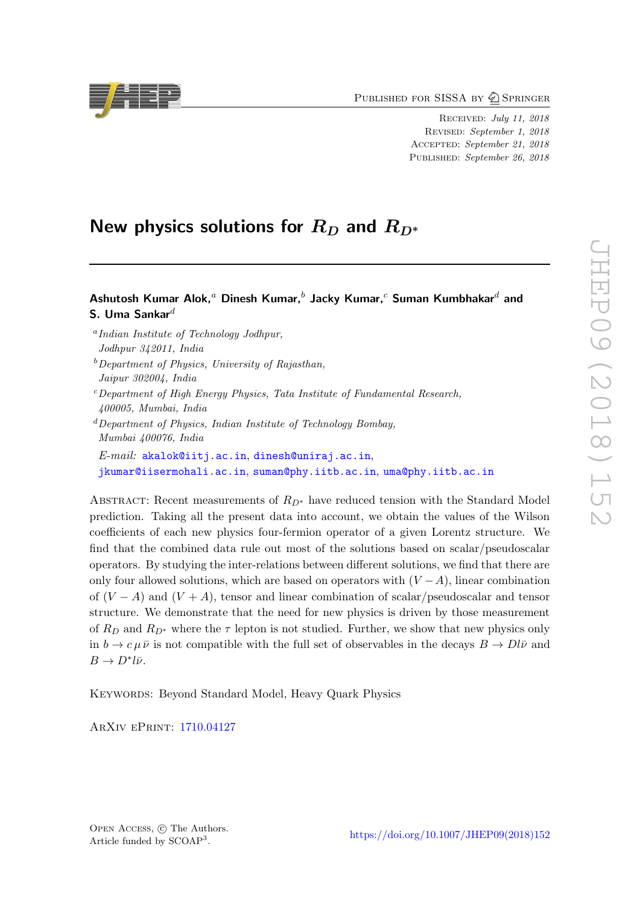Published for SISSA by Springer

Received: *July 11, 2018*
Revised: *September 1, 2018*
Accepted: *September 21, 2018*
Published: *September 26, 2018*

# New physics solutions for $R_D$ and $R_{D^*}$

**Ashutosh Kumar Alok,[a] Dinesh Kumar,[b] Jacky Kumar,[c] Suman Kumbhakar[d] and S. Uma Sankar[d]**

[a] *Indian Institute of Technology Jodhpur, Jodhpur 342011, India*
[b] *Department of Physics, University of Rajasthan, Jaipur 302004, India*
[c] *Department of High Energy Physics, Tata Institute of Fundamental Research, 400005, Mumbai, India*
[d] *Department of Physics, Indian Institute of Technology Bombay, Mumbai 400076, India*

*E-mail:* akalok@iitj.ac.in, dinesh@uniraj.ac.in, jkumar@iisermohali.ac.in, suman@phy.iitb.ac.in, uma@phy.iitb.ac.in

Abstract: Recent measurements of $R_{D^*}$ have reduced tension with the Standard Model prediction. Taking all the present data into account, we obtain the values of the Wilson coefficients of each new physics four-fermion operator of a given Lorentz structure. We find that the combined data rule out most of the solutions based on scalar/pseudoscalar operators. By studying the inter-relations between different solutions, we find that there are only four allowed solutions, which are based on operators with $(V-A)$, linear combination of $(V-A)$ and $(V+A)$, tensor and linear combination of scalar/pseudoscalar and tensor structure. We demonstrate that the need for new physics is driven by those measurement of $R_D$ and $R_{D^*}$ where the $\tau$ lepton is not studied. Further, we show that new physics only in $b \to c\,\mu\,\bar{\nu}$ is not compatible with the full set of observables in the decays $B \to Dl\bar{\nu}$ and $B \to D^*l\bar{\nu}$.

Keywords: Beyond Standard Model, Heavy Quark Physics

ArXiv ePrint: 1710.04127

Open Access, © The Authors.
Article funded by SCOAP[3].

https://doi.org/10.1007/JHEP09(2018)152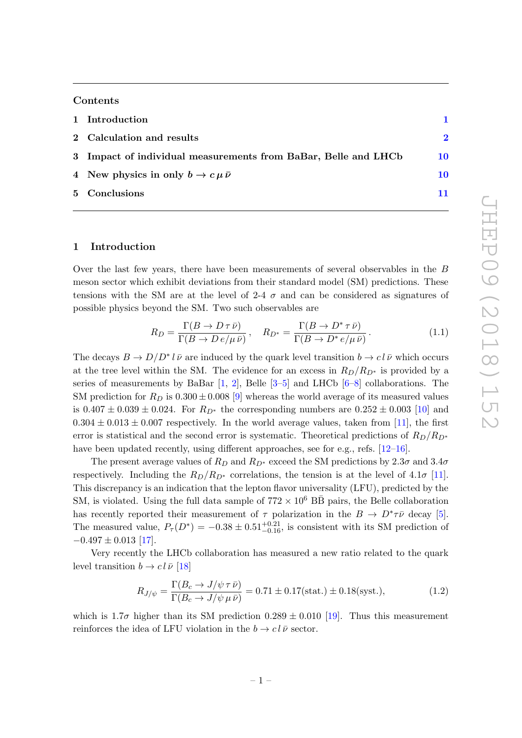## Contents

1 Introduction 1

2 Calculation and results 2

3 Impact of individual measurements from BaBar, Belle and LHCb 10

4 New physics in only $b \to c\,\mu\,\bar{\nu}$ 10

5 Conclusions 11

# 1 Introduction

Over the last few years, there have been measurements of several observables in the $B$ meson sector which exhibit deviations from their standard model (SM) predictions. These tensions with the SM are at the level of 2-4 $\sigma$ and can be considered as signatures of possible physics beyond the SM. Two such observables are

$$R_D = \frac{\Gamma(B \to D\,\tau\,\bar{\nu})}{\Gamma(B \to D\,e/\mu\,\bar{\nu})}\,, \quad R_{D^*} = \frac{\Gamma(B \to D^*\,\tau\,\bar{\nu})}{\Gamma(B \to D^*\,e/\mu\,\bar{\nu})}\,. \tag{1.1}$$

The decays $B \to D/D^*\,l\,\bar{\nu}$ are induced by the quark level transition $b \to c\,l\,\bar{\nu}$ which occurs at the tree level within the SM. The evidence for an excess in $R_D/R_{D^*}$ is provided by a series of measurements by BaBar [1, 2], Belle [3–5] and LHCb [6–8] collaborations. The SM prediction for $R_D$ is $0.300 \pm 0.008$ [9] whereas the world average of its measured values is $0.407 \pm 0.039 \pm 0.024$. For $R_{D^*}$ the corresponding numbers are $0.252 \pm 0.003$ [10] and $0.304 \pm 0.013 \pm 0.007$ respectively. In the world average values, taken from [11], the first error is statistical and the second error is systematic. Theoretical predictions of $R_D/R_{D^*}$ have been updated recently, using different approaches, see for e.g., refs. [12–16].

The present average values of $R_D$ and $R_{D^*}$ exceed the SM predictions by $2.3\sigma$ and $3.4\sigma$ respectively. Including the $R_D/R_{D^*}$ correlations, the tension is at the level of $4.1\sigma$ [11]. This discrepancy is an indication that the lepton flavor universality (LFU), predicted by the SM, is violated. Using the full data sample of $772 \times 10^6$ B$\bar{\text{B}}$ pairs, the Belle collaboration has recently reported their measurement of $\tau$ polarization in the $B \to D^*\tau\bar{\nu}$ decay [5]. The measured value, $P_\tau(D^*) = -0.38 \pm 0.51^{+0.21}_{-0.16}$, is consistent with its SM prediction of $-0.497 \pm 0.013$ [17].

Very recently the LHCb collaboration has measured a new ratio related to the quark level transition $b \to c\,l\,\bar{\nu}$ [18]

$$R_{J/\psi} = \frac{\Gamma(B_c \to J/\psi\,\tau\,\bar{\nu})}{\Gamma(B_c \to J/\psi\,\mu\,\bar{\nu})} = 0.71 \pm 0.17(\text{stat.}) \pm 0.18(\text{syst.}), \tag{1.2}$$

which is $1.7\sigma$ higher than its SM prediction $0.289 \pm 0.010$ [19]. Thus this measurement reinforces the idea of LFU violation in the $b \to c\,l\,\bar{\nu}$ sector.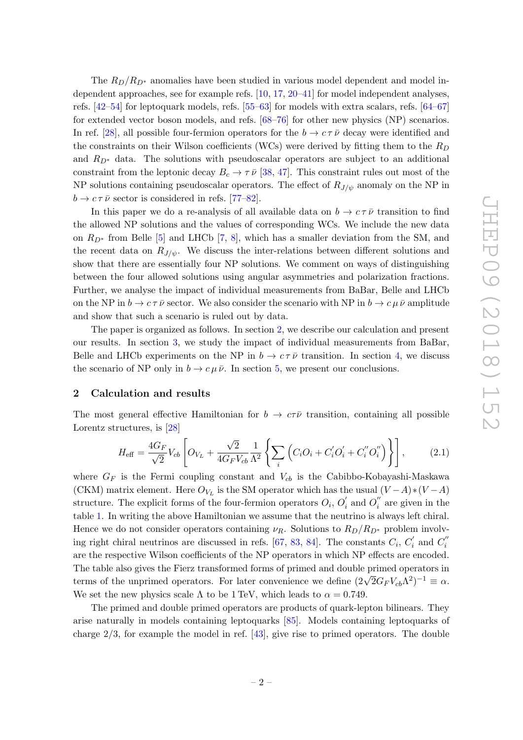The $R_D/R_{D^*}$ anomalies have been studied in various model dependent and model independent approaches, see for example refs. [10, 17, 20–41] for model independent analyses, refs. [42–54] for leptoquark models, refs. [55–63] for models with extra scalars, refs. [64–67] for extended vector boson models, and refs. [68–76] for other new physics (NP) scenarios. In ref. [28], all possible four-fermion operators for the $b \to c\,\tau\,\bar{\nu}$ decay were identified and the constraints on their Wilson coefficients (WCs) were derived by fitting them to the $R_D$ and $R_{D^*}$ data. The solutions with pseudoscalar operators are subject to an additional constraint from the leptonic decay $B_c \to \tau\,\bar{\nu}$ [38, 47]. This constraint rules out most of the NP solutions containing pseudoscalar operators. The effect of $R_{J/\psi}$ anomaly on the NP in $b \to c\,\tau\,\bar{\nu}$ sector is considered in refs. [77–82].

In this paper we do a re-analysis of all available data on $b \to c\,\tau\,\bar{\nu}$ transition to find the allowed NP solutions and the values of corresponding WCs. We include the new data on $R_{D^*}$ from Belle [5] and LHCb [7, 8], which has a smaller deviation from the SM, and the recent data on $R_{J/\psi}$. We discuss the inter-relations between different solutions and show that there are essentially four NP solutions. We comment on ways of distinguishing between the four allowed solutions using angular asymmetries and polarization fractions. Further, we analyse the impact of individual measurements from BaBar, Belle and LHCb on the NP in $b \to c\,\tau\,\bar{\nu}$ sector. We also consider the scenario with NP in $b \to c\,\mu\,\bar{\nu}$ amplitude and show that such a scenario is ruled out by data.

The paper is organized as follows. In section 2, we describe our calculation and present our results. In section 3, we study the impact of individual measurements from BaBar, Belle and LHCb experiments on the NP in $b \to c\,\tau\,\bar{\nu}$ transition. In section 4, we discuss the scenario of NP only in $b \to c\,\mu\,\bar{\nu}$. In section 5, we present our conclusions.

## 2 Calculation and results

The most general effective Hamiltonian for $b \to c\tau\bar{\nu}$ transition, containing all possible Lorentz structures, is [28]

$$H_{\rm eff} = \frac{4G_F}{\sqrt{2}} V_{cb} \left[ O_{V_L} + \frac{\sqrt{2}}{4G_F V_{cb}} \frac{1}{\Lambda^2} \left\{ \sum_i \left( C_i O_i + C_i^{'} O_i^{'} + C_i^{''} O_i^{''} \right) \right\} \right], \tag{2.1}$$

where $G_F$ is the Fermi coupling constant and $V_{cb}$ is the Cabibbo-Kobayashi-Maskawa (CKM) matrix element. Here $O_{V_L}$ is the SM operator which has the usual $(V-A)*(V-A)$ structure. The explicit forms of the four-fermion operators $O_i$, $O_i^{'}$ and $O_i^{''}$ are given in the table 1. In writing the above Hamiltonian we assume that the neutrino is always left chiral. Hence we do not consider operators containing $\nu_R$. Solutions to $R_D/R_{D^*}$ problem involving right chiral neutrinos are discussed in refs. [67, 83, 84]. The constants $C_i$, $C_i^{'}$ and $C_i^{''}$ are the respective Wilson coefficients of the NP operators in which NP effects are encoded. The table also gives the Fierz transformed forms of primed and double primed operators in terms of the unprimed operators. For later convenience we define $(2\sqrt{2}G_F V_{cb}\Lambda^2)^{-1} \equiv \alpha$. We set the new physics scale $\Lambda$ to be 1 TeV, which leads to $\alpha = 0.749$.

The primed and double primed operators are products of quark-lepton bilinears. They arise naturally in models containing leptoquarks [85]. Models containing leptoquarks of charge 2/3, for example the model in ref. [43], give rise to primed operators. The double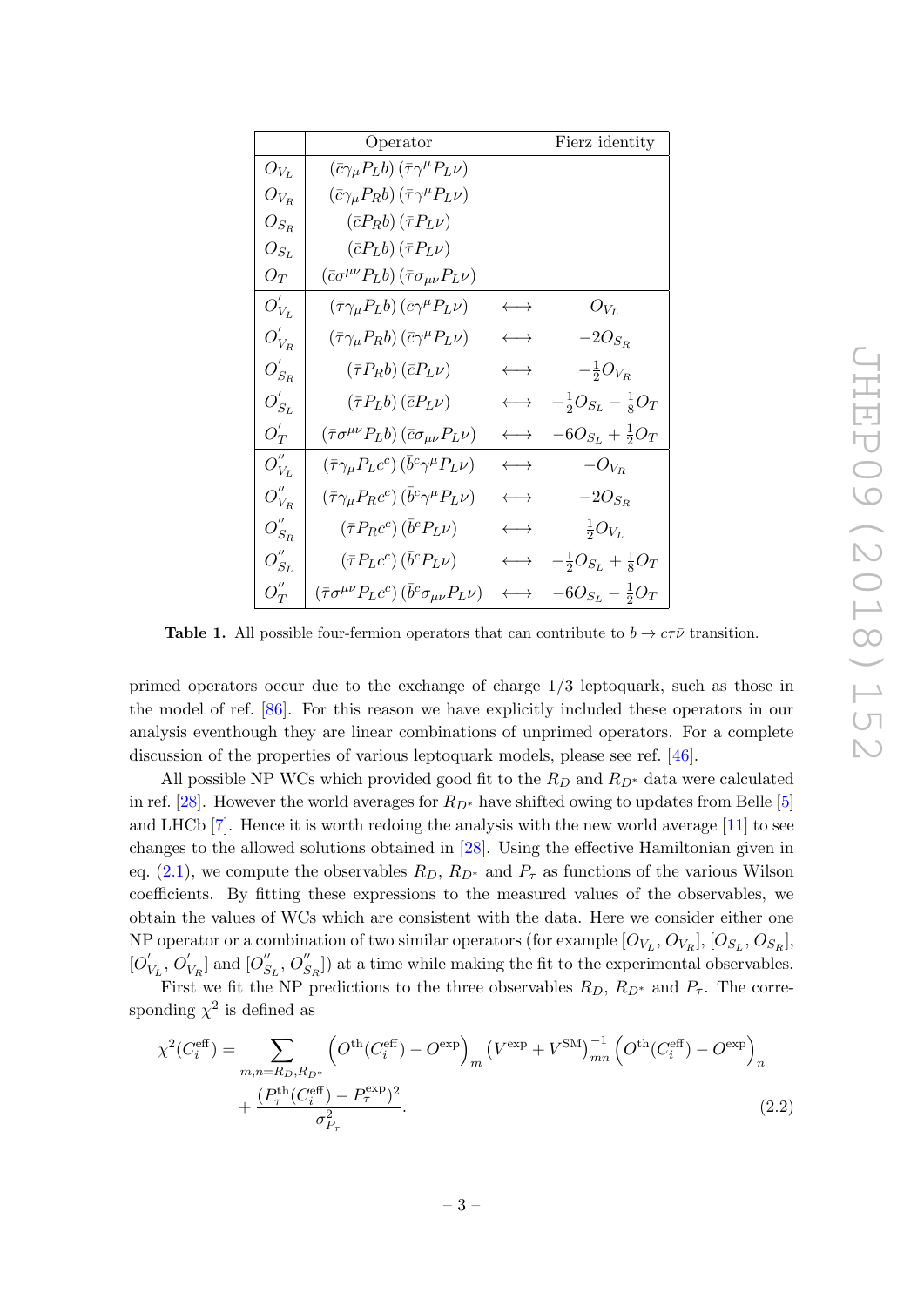| | Operator | | Fierz identity |
|---|---|---|---|
| $O_{V_L}$ | $(\bar{c}\gamma_\mu P_L b)\,(\bar{\tau}\gamma^\mu P_L \nu)$ | | |
| $O_{V_R}$ | $(\bar{c}\gamma_\mu P_R b)\,(\bar{\tau}\gamma^\mu P_L \nu)$ | | |
| $O_{S_R}$ | $(\bar{c} P_R b)\,(\bar{\tau} P_L \nu)$ | | |
| $O_{S_L}$ | $(\bar{c} P_L b)\,(\bar{\tau} P_L \nu)$ | | |
| $O_T$ | $(\bar{c}\sigma^{\mu\nu} P_L b)\,(\bar{\tau}\sigma_{\mu\nu} P_L \nu)$ | | |
| $O^{'}_{V_L}$ | $(\bar{\tau}\gamma_\mu P_L b)\,(\bar{c}\gamma^\mu P_L \nu)$ | $\longleftrightarrow$ | $O_{V_L}$ |
| $O^{'}_{V_R}$ | $(\bar{\tau}\gamma_\mu P_R b)\,(\bar{c}\gamma^\mu P_L \nu)$ | $\longleftrightarrow$ | $-2 O_{S_R}$ |
| $O^{'}_{S_R}$ | $(\bar{\tau} P_R b)\,(\bar{c} P_L \nu)$ | $\longleftrightarrow$ | $-\frac{1}{2} O_{V_R}$ |
| $O^{'}_{S_L}$ | $(\bar{\tau} P_L b)\,(\bar{c} P_L \nu)$ | $\longleftrightarrow$ | $-\frac{1}{2} O_{S_L} - \frac{1}{8} O_T$ |
| $O^{'}_T$ | $(\bar{\tau}\sigma^{\mu\nu} P_L b)\,(\bar{c}\sigma_{\mu\nu} P_L \nu)$ | $\longleftrightarrow$ | $-6 O_{S_L} + \frac{1}{2} O_T$ |
| $O^{''}_{V_L}$ | $(\bar{\tau}\gamma_\mu P_L c^c)\,(\bar{b}^c\gamma^\mu P_L \nu)$ | $\longleftrightarrow$ | $-O_{V_R}$ |
| $O^{''}_{V_R}$ | $(\bar{\tau}\gamma_\mu P_R c^c)\,(\bar{b}^c\gamma^\mu P_L \nu)$ | $\longleftrightarrow$ | $-2 O_{S_R}$ |
| $O^{''}_{S_R}$ | $(\bar{\tau} P_R c^c)\,(\bar{b}^c P_L \nu)$ | $\longleftrightarrow$ | $\frac{1}{2} O_{V_L}$ |
| $O^{''}_{S_L}$ | $(\bar{\tau} P_L c^c)\,(\bar{b}^c P_L \nu)$ | $\longleftrightarrow$ | $-\frac{1}{2} O_{S_L} + \frac{1}{8} O_T$ |
| $O^{''}_T$ | $(\bar{\tau}\sigma^{\mu\nu} P_L c^c)\,(\bar{b}^c\sigma_{\mu\nu} P_L \nu)$ | $\longleftrightarrow$ | $-6 O_{S_L} - \frac{1}{2} O_T$ |

**Table 1.** All possible four-fermion operators that can contribute to $b \to c\tau\bar{\nu}$ transition.

primed operators occur due to the exchange of charge 1/3 leptoquark, such as those in the model of ref. [86]. For this reason we have explicitly included these operators in our analysis eventhough they are linear combinations of unprimed operators. For a complete discussion of the properties of various leptoquark models, please see ref. [46].

All possible NP WCs which provided good fit to the $R_D$ and $R_{D^*}$ data were calculated in ref. [28]. However the world averages for $R_{D^*}$ have shifted owing to updates from Belle [5] and LHCb [7]. Hence it is worth redoing the analysis with the new world average [11] to see changes to the allowed solutions obtained in [28]. Using the effective Hamiltonian given in eq. (2.1), we compute the observables $R_D$, $R_{D^*}$ and $P_\tau$ as functions of the various Wilson coefficients. By fitting these expressions to the measured values of the observables, we obtain the values of WCs which are consistent with the data. Here we consider either one NP operator or a combination of two similar operators (for example $[O_{V_L}, O_{V_R}]$, $[O_{S_L}, O_{S_R}]$, $[O^{'}_{V_L}, O^{'}_{V_R}]$ and $[O^{''}_{S_L}, O^{''}_{S_R}]$) at a time while making the fit to the experimental observables.

First we fit the NP predictions to the three observables $R_D$, $R_{D^*}$ and $P_\tau$. The corresponding $\chi^2$ is defined as

$$\chi^2(C_i^{\rm eff}) = \sum_{m,n=R_D,R_{D^*}} \left(O^{\rm th}(C_i^{\rm eff}) - O^{\rm exp}\right)_m \left(V^{\rm exp} + V^{\rm SM}\right)^{-1}_{mn} \left(O^{\rm th}(C_i^{\rm eff}) - O^{\rm exp}\right)_n + \frac{(P_\tau^{\rm th}(C_i^{\rm eff}) - P_\tau^{\rm exp})^2}{\sigma^2_{P_\tau}}. \tag{2.2}$$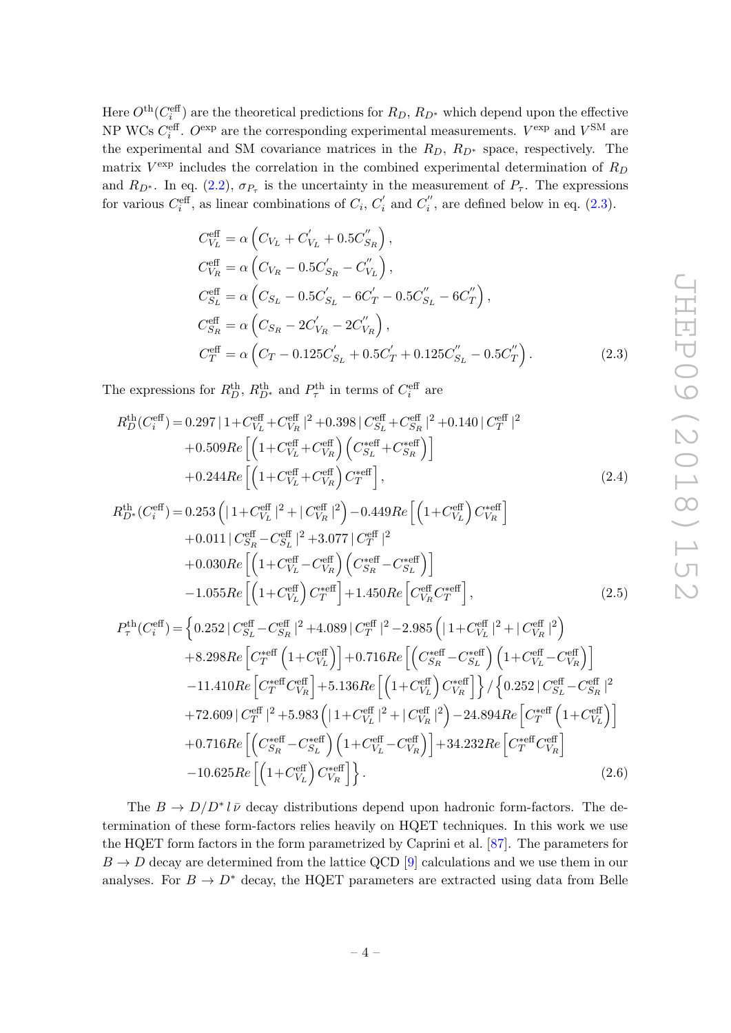Here $O^{\rm th}(C_i^{\rm eff})$ are the theoretical predictions for $R_D$, $R_{D^*}$ which depend upon the effective NP WCs $C_i^{\rm eff}$. $O^{\rm exp}$ are the corresponding experimental measurements. $V^{\rm exp}$ and $V^{\rm SM}$ are the experimental and SM covariance matrices in the $R_D$, $R_{D^*}$ space, respectively. The matrix $V^{\rm exp}$ includes the correlation in the combined experimental determination of $R_D$ and $R_{D^*}$. In eq. (2.2), $\sigma_{P_\tau}$ is the uncertainty in the measurement of $P_\tau$. The expressions for various $C_i^{\rm eff}$, as linear combinations of $C_i$, $C_i^{'}$ and $C_i^{''}$, are defined below in eq. (2.3).

$$
\begin{aligned}
C_{V_L}^{\rm eff} &= \alpha\left(C_{V_L} + C_{V_L}^{'} + 0.5C_{S_R}^{''}\right), \\
C_{V_R}^{\rm eff} &= \alpha\left(C_{V_R} - 0.5C_{S_R}^{'} - C_{V_L}^{''}\right), \\
C_{S_L}^{\rm eff} &= \alpha\left(C_{S_L} - 0.5C_{S_L}^{'} - 6C_{T}^{'} - 0.5C_{S_L}^{''} - 6C_{T}^{''}\right), \\
C_{S_R}^{\rm eff} &= \alpha\left(C_{S_R} - 2C_{V_R}^{'} - 2C_{V_R}^{''}\right), \\
C_{T}^{\rm eff} &= \alpha\left(C_{T} - 0.125C_{S_L}^{'} + 0.5C_{T}^{'} + 0.125C_{S_L}^{''} - 0.5C_{T}^{''}\right).
\end{aligned} \tag{2.3}
$$

The expressions for $R_D^{\rm th}$, $R_{D^*}^{\rm th}$ and $P_\tau^{\rm th}$ in terms of $C_i^{\rm eff}$ are

$$
\begin{aligned}
R_D^{\rm th}(C_i^{\rm eff}) = {}& 0.297\,|\,1 + C_{V_L}^{\rm eff} + C_{V_R}^{\rm eff}\,|^2 + 0.398\,|\,C_{S_L}^{\rm eff} + C_{S_R}^{\rm eff}\,|^2 + 0.140\,|\,C_T^{\rm eff}\,|^2 \\
& + 0.509 Re\left[\left(1 + C_{V_L}^{\rm eff} + C_{V_R}^{\rm eff}\right)\left(C_{S_L}^{*\rm eff} + C_{S_R}^{*\rm eff}\right)\right] \\
& + 0.244 Re\left[\left(1 + C_{V_L}^{\rm eff} + C_{V_R}^{\rm eff}\right)C_T^{*\rm eff}\right],
\end{aligned} \tag{2.4}
$$

$$
\begin{aligned}
R_{D^*}^{\rm th}(C_i^{\rm eff}) = {}& 0.253\left(|\,1 + C_{V_L}^{\rm eff}\,|^2 + |\,C_{V_R}^{\rm eff}\,|^2\right) - 0.449 Re\left[\left(1 + C_{V_L}^{\rm eff}\right)C_{V_R}^{*\rm eff}\right] \\
& + 0.011\,|\,C_{S_R}^{\rm eff} - C_{S_L}^{\rm eff}\,|^2 + 3.077\,|\,C_T^{\rm eff}\,|^2 \\
& + 0.030 Re\left[\left(1 + C_{V_L}^{\rm eff} - C_{V_R}^{\rm eff}\right)\left(C_{S_R}^{*\rm eff} - C_{S_L}^{*\rm eff}\right)\right] \\
& - 1.055 Re\left[\left(1 + C_{V_L}^{\rm eff}\right)C_T^{*\rm eff}\right] + 1.450 Re\left[C_{V_R}^{\rm eff} C_T^{*\rm eff}\right],
\end{aligned} \tag{2.5}
$$

$$
\begin{aligned}
P_\tau^{\rm th}(C_i^{\rm eff}) = {}& \Big\{0.252\,|\,C_{S_L}^{\rm eff} - C_{S_R}^{\rm eff}\,|^2 + 4.089\,|\,C_T^{\rm eff}\,|^2 - 2.985\left(|\,1 + C_{V_L}^{\rm eff}\,|^2 + |\,C_{V_R}^{\rm eff}\,|^2\right) \\
& + 8.298 Re\left[C_T^{*\rm eff}\left(1 + C_{V_L}^{\rm eff}\right)\right] + 0.716 Re\left[\left(C_{S_R}^{*\rm eff} - C_{S_L}^{*\rm eff}\right)\left(1 + C_{V_L}^{\rm eff} - C_{V_R}^{\rm eff}\right)\right] \\
& - 11.410 Re\left[C_T^{*\rm eff} C_{V_R}^{\rm eff}\right] + 5.136 Re\left[\left(1 + C_{V_L}^{\rm eff}\right)C_{V_R}^{*\rm eff}\right]\Big\} \Big/ \Big\{0.252\,|\,C_{S_L}^{\rm eff} - C_{S_R}^{\rm eff}\,|^2 \\
& + 72.609\,|\,C_T^{\rm eff}\,|^2 + 5.983\left(|\,1 + C_{V_L}^{\rm eff}\,|^2 + |\,C_{V_R}^{\rm eff}\,|^2\right) - 24.894 Re\left[C_T^{*\rm eff}\left(1 + C_{V_L}^{\rm eff}\right)\right] \\
& + 0.716 Re\left[\left(C_{S_R}^{*\rm eff} - C_{S_L}^{*\rm eff}\right)\left(1 + C_{V_L}^{\rm eff} - C_{V_R}^{\rm eff}\right)\right] + 34.232 Re\left[C_T^{*\rm eff} C_{V_R}^{\rm eff}\right] \\
& - 10.625 Re\left[\left(1 + C_{V_L}^{\rm eff}\right)C_{V_R}^{*\rm eff}\right]\Big\}.
\end{aligned} \tag{2.6}
$$

The $B \to D/D^*\, l\, \bar\nu$ decay distributions depend upon hadronic form-factors. The determination of these form-factors relies heavily on HQET techniques. In this work we use the HQET form factors in the form parametrized by Caprini et al. [87]. The parameters for $B \to D$ decay are determined from the lattice QCD [9] calculations and we use them in our analyses. For $B \to D^*$ decay, the HQET parameters are extracted using data from Belle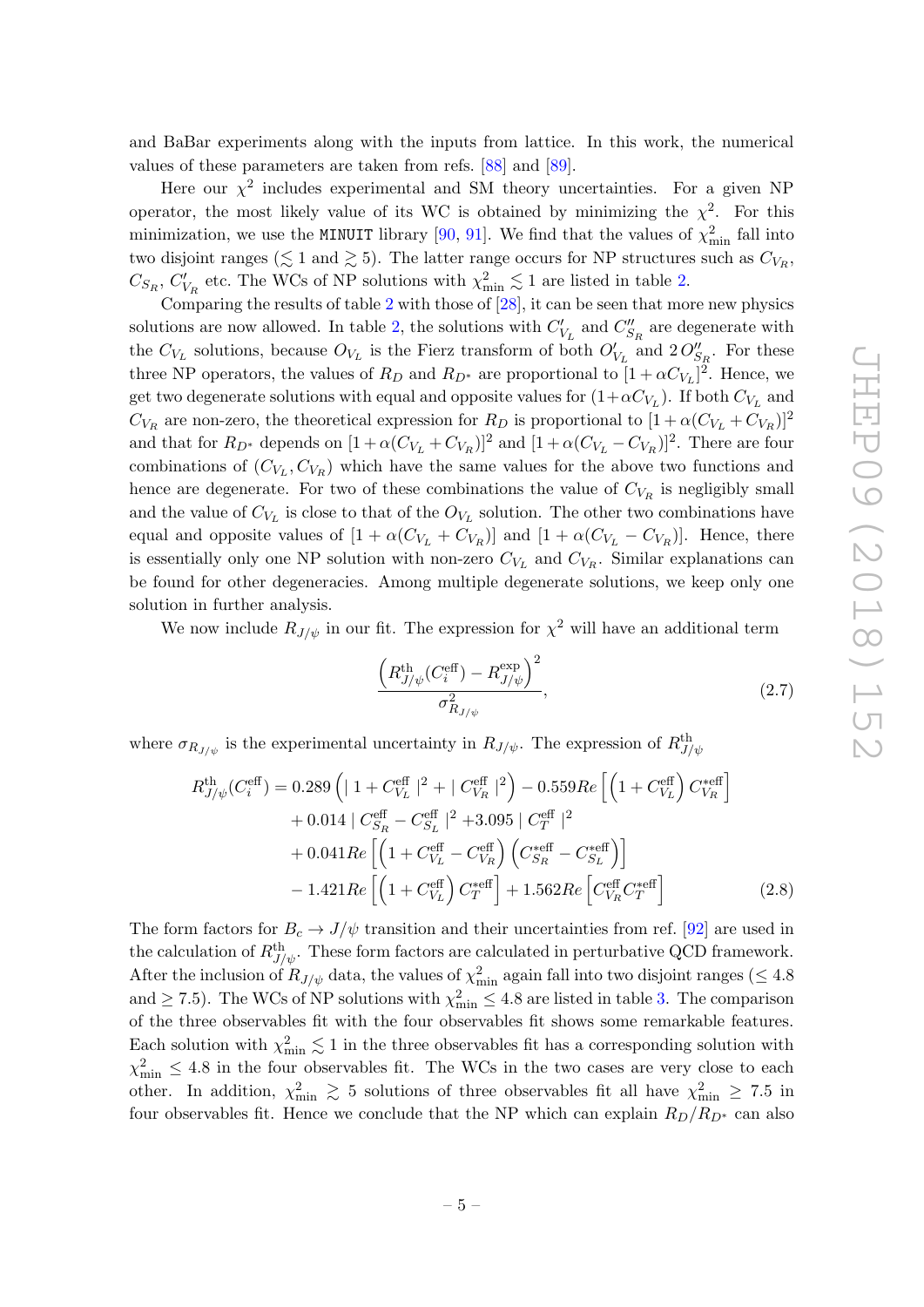and BaBar experiments along with the inputs from lattice. In this work, the numerical values of these parameters are taken from refs. [88] and [89].

Here our $\chi^2$ includes experimental and SM theory uncertainties. For a given NP operator, the most likely value of its WC is obtained by minimizing the $\chi^2$. For this minimization, we use the `MINUIT` library [90, 91]. We find that the values of $\chi^2_{\rm min}$ fall into two disjoint ranges ($\lesssim 1$ and $\gtrsim 5$). The latter range occurs for NP structures such as $C_{V_R}$, $C_{S_R}$, $C'_{V_R}$ etc. The WCs of NP solutions with $\chi^2_{\rm min} \lesssim 1$ are listed in table 2.

Comparing the results of table 2 with those of [28], it can be seen that more new physics solutions are now allowed. In table 2, the solutions with $C'_{V_L}$ and $C''_{S_R}$ are degenerate with the $C_{V_L}$ solutions, because $O_{V_L}$ is the Fierz transform of both $O'_{V_L}$ and $2\,O''_{S_R}$. For these three NP operators, the values of $R_D$ and $R_{D^*}$ are proportional to $[1+\alpha C_{V_L}]^2$. Hence, we get two degenerate solutions with equal and opposite values for $(1+\alpha C_{V_L})$. If both $C_{V_L}$ and $C_{V_R}$ are non-zero, the theoretical expression for $R_D$ is proportional to $[1+\alpha(C_{V_L}+C_{V_R})]^2$ and that for $R_{D^*}$ depends on $[1+\alpha(C_{V_L}+C_{V_R})]^2$ and $[1+\alpha(C_{V_L}-C_{V_R})]^2$. There are four combinations of $(C_{V_L}, C_{V_R})$ which have the same values for the above two functions and hence are degenerate. For two of these combinations the value of $C_{V_R}$ is negligibly small and the value of $C_{V_L}$ is close to that of the $O_{V_L}$ solution. The other two combinations have equal and opposite values of $[1+\alpha(C_{V_L}+C_{V_R})]$ and $[1+\alpha(C_{V_L}-C_{V_R})]$. Hence, there is essentially only one NP solution with non-zero $C_{V_L}$ and $C_{V_R}$. Similar explanations can be found for other degeneracies. Among multiple degenerate solutions, we keep only one solution in further analysis.

We now include $R_{J/\psi}$ in our fit. The expression for $\chi^2$ will have an additional term

$$\frac{\left(R^{\rm th}_{J/\psi}(C^{\rm eff}_i) - R^{\rm exp}_{J/\psi}\right)^2}{\sigma^2_{R_{J/\psi}}}, \tag{2.7}$$

where $\sigma_{R_{J/\psi}}$ is the experimental uncertainty in $R_{J/\psi}$. The expression of $R^{\rm th}_{J/\psi}$

$$\begin{aligned}
R^{\rm th}_{J/\psi}(C^{\rm eff}_i) &= 0.289\left(\mid 1+C^{\rm eff}_{V_L}\mid^2 + \mid C^{\rm eff}_{V_R}\mid^2\right) - 0.559 Re\left[\left(1+C^{\rm eff}_{V_L}\right)C^{*\rm eff}_{V_R}\right] \\
&+ 0.014 \mid C^{\rm eff}_{S_R} - C^{\rm eff}_{S_L}\mid^2 + 3.095 \mid C^{\rm eff}_{T}\mid^2 \\
&+ 0.041 Re\left[\left(1+C^{\rm eff}_{V_L} - C^{\rm eff}_{V_R}\right)\left(C^{*\rm eff}_{S_R} - C^{*\rm eff}_{S_L}\right)\right] \\
&- 1.421 Re\left[\left(1+C^{\rm eff}_{V_L}\right)C^{*\rm eff}_{T}\right] + 1.562 Re\left[C^{\rm eff}_{V_R} C^{*\rm eff}_{T}\right]
\end{aligned} \tag{2.8}$$

The form factors for $B_c \to J/\psi$ transition and their uncertainties from ref. [92] are used in the calculation of $R^{\rm th}_{J/\psi}$. These form factors are calculated in perturbative QCD framework. After the inclusion of $R_{J/\psi}$ data, the values of $\chi^2_{\rm min}$ again fall into two disjoint ranges ($\leq 4.8$ and $\geq 7.5$). The WCs of NP solutions with $\chi^2_{\rm min} \leq 4.8$ are listed in table 3. The comparison of the three observables fit with the four observables fit shows some remarkable features. Each solution with $\chi^2_{\rm min} \lesssim 1$ in the three observables fit has a corresponding solution with $\chi^2_{\rm min} \leq 4.8$ in the four observables fit. The WCs in the two cases are very close to each other. In addition, $\chi^2_{\rm min} \gtrsim 5$ solutions of three observables fit all have $\chi^2_{\rm min} \geq 7.5$ in four observables fit. Hence we conclude that the NP which can explain $R_D/R_{D^*}$ can also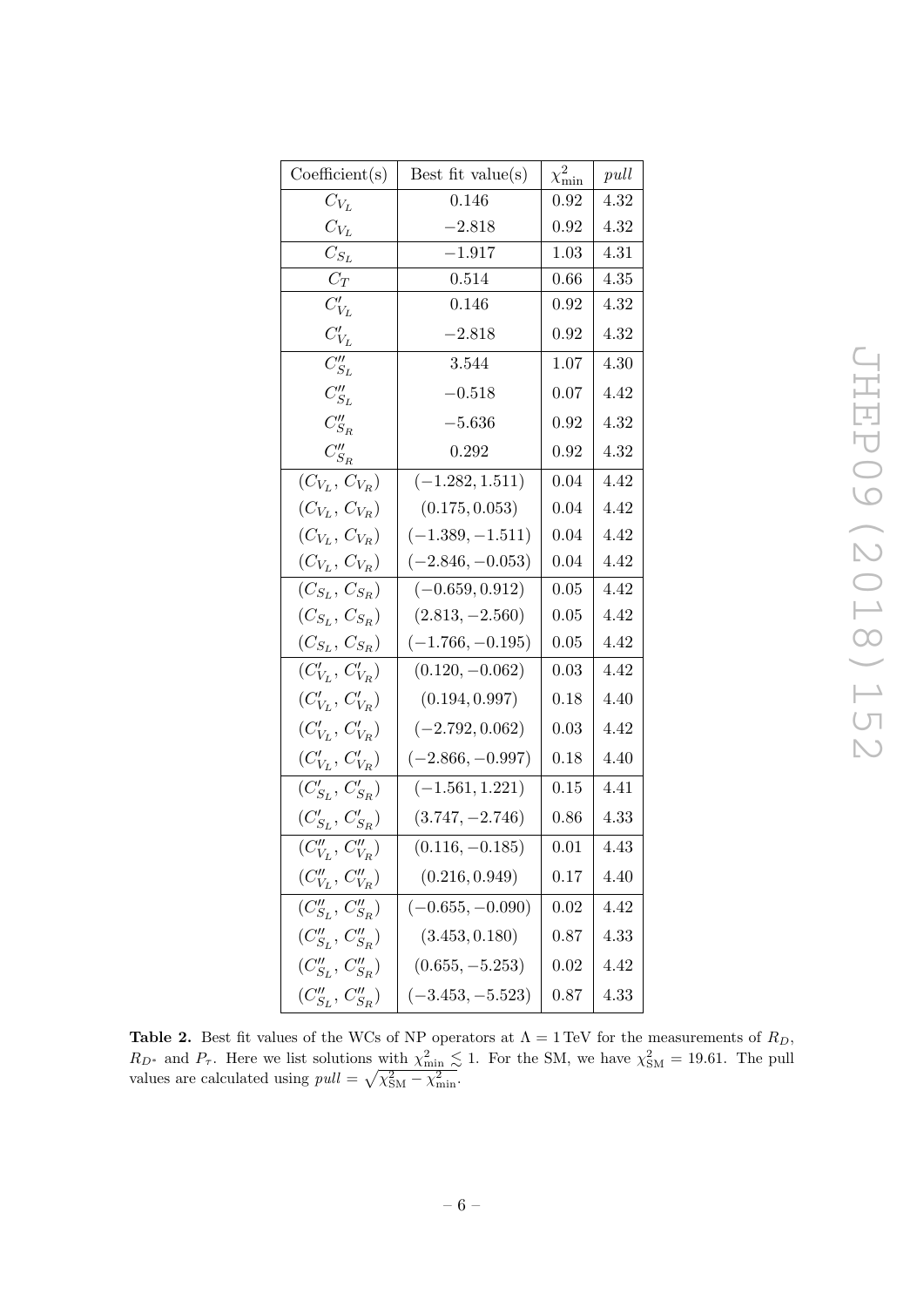| Coefficient(s) | Best fit value(s) | $\chi^2_{\rm min}$ | *pull* |
|---|---|---|---|
| $C_{V_L}$ | 0.146 | 0.92 | 4.32 |
| $C_{V_L}$ | $-2.818$ | 0.92 | 4.32 |
| $C_{S_L}$ | $-1.917$ | 1.03 | 4.31 |
| $C_T$ | 0.514 | 0.66 | 4.35 |
| $C'_{V_L}$ | 0.146 | 0.92 | 4.32 |
| $C'_{V_L}$ | $-2.818$ | 0.92 | 4.32 |
| $C''_{S_L}$ | 3.544 | 1.07 | 4.30 |
| $C''_{S_L}$ | $-0.518$ | 0.07 | 4.42 |
| $C''_{S_R}$ | $-5.636$ | 0.92 | 4.32 |
| $C''_{S_R}$ | 0.292 | 0.92 | 4.32 |
| $(C_{V_L}, C_{V_R})$ | $(-1.282, 1.511)$ | 0.04 | 4.42 |
| $(C_{V_L}, C_{V_R})$ | $(0.175, 0.053)$ | 0.04 | 4.42 |
| $(C_{V_L}, C_{V_R})$ | $(-1.389, -1.511)$ | 0.04 | 4.42 |
| $(C_{V_L}, C_{V_R})$ | $(-2.846, -0.053)$ | 0.04 | 4.42 |
| $(C_{S_L}, C_{S_R})$ | $(-0.659, 0.912)$ | 0.05 | 4.42 |
| $(C_{S_L}, C_{S_R})$ | $(2.813, -2.560)$ | 0.05 | 4.42 |
| $(C_{S_L}, C_{S_R})$ | $(-1.766, -0.195)$ | 0.05 | 4.42 |
| $(C'_{V_L}, C'_{V_R})$ | $(0.120, -0.062)$ | 0.03 | 4.42 |
| $(C'_{V_L}, C'_{V_R})$ | $(0.194, 0.997)$ | 0.18 | 4.40 |
| $(C'_{V_L}, C'_{V_R})$ | $(-2.792, 0.062)$ | 0.03 | 4.42 |
| $(C'_{V_L}, C'_{V_R})$ | $(-2.866, -0.997)$ | 0.18 | 4.40 |
| $(C'_{S_L}, C'_{S_R})$ | $(-1.561, 1.221)$ | 0.15 | 4.41 |
| $(C'_{S_L}, C'_{S_R})$ | $(3.747, -2.746)$ | 0.86 | 4.33 |
| $(C''_{V_L}, C''_{V_R})$ | $(0.116, -0.185)$ | 0.01 | 4.43 |
| $(C''_{V_L}, C''_{V_R})$ | $(0.216, 0.949)$ | 0.17 | 4.40 |
| $(C''_{S_L}, C''_{S_R})$ | $(-0.655, -0.090)$ | 0.02 | 4.42 |
| $(C''_{S_L}, C''_{S_R})$ | $(3.453, 0.180)$ | 0.87 | 4.33 |
| $(C''_{S_L}, C''_{S_R})$ | $(0.655, -5.253)$ | 0.02 | 4.42 |
| $(C''_{S_L}, C''_{S_R})$ | $(-3.453, -5.523)$ | 0.87 | 4.33 |

**Table 2.** Best fit values of the WCs of NP operators at $\Lambda = 1\,\text{TeV}$ for the measurements of $R_D$, $R_{D^*}$ and $P_\tau$. Here we list solutions with $\chi^2_{\rm min} \lesssim 1$. For the SM, we have $\chi^2_{\rm SM} = 19.61$. The pull values are calculated using $pull = \sqrt{\chi^2_{\rm SM} - \chi^2_{\rm min}}$.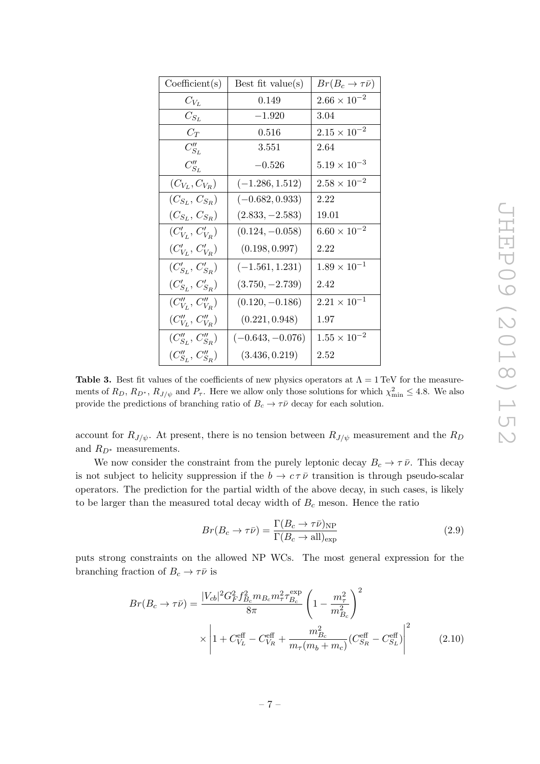| Coefficient(s) | Best fit value(s) | $Br(B_c \to \tau\bar{\nu})$ |
|---|---|---|
| $C_{V_L}$ | 0.149 | $2.66 \times 10^{-2}$ |
| $C_{S_L}$ | $-1.920$ | 3.04 |
| $C_T$ | 0.516 | $2.15 \times 10^{-2}$ |
| $C''_{S_L}$ | 3.551 | 2.64 |
| $C''_{S_L}$ | $-0.526$ | $5.19 \times 10^{-3}$ |
| $(C_{V_L}, C_{V_R})$ | $(-1.286, 1.512)$ | $2.58 \times 10^{-2}$ |
| $(C_{S_L}, C_{S_R})$ | $(-0.682, 0.933)$ | 2.22 |
| $(C_{S_L}, C_{S_R})$ | $(2.833, -2.583)$ | 19.01 |
| $(C'_{V_L}, C'_{V_R})$ | $(0.124, -0.058)$ | $6.60 \times 10^{-2}$ |
| $(C'_{V_L}, C'_{V_R})$ | $(0.198, 0.997)$ | 2.22 |
| $(C'_{S_L}, C'_{S_R})$ | $(-1.561, 1.231)$ | $1.89 \times 10^{-1}$ |
| $(C'_{S_L}, C'_{S_R})$ | $(3.750, -2.739)$ | 2.42 |
| $(C''_{V_L}, C''_{V_R})$ | $(0.120, -0.186)$ | $2.21 \times 10^{-1}$ |
| $(C''_{V_L}, C''_{V_R})$ | $(0.221, 0.948)$ | 1.97 |
| $(C''_{S_L}, C''_{S_R})$ | $(-0.643, -0.076)$ | $1.55 \times 10^{-2}$ |
| $(C''_{S_L}, C''_{S_R})$ | $(3.436, 0.219)$ | 2.52 |

**Table 3.** Best fit values of the coefficients of new physics operators at $\Lambda = 1\,\text{TeV}$ for the measurements of $R_D$, $R_{D^*}$, $R_{J/\psi}$ and $P_\tau$. Here we allow only those solutions for which $\chi^2_{\text{min}} \leq 4.8$. We also provide the predictions of branching ratio of $B_c \to \tau\bar{\nu}$ decay for each solution.

account for $R_{J/\psi}$. At present, there is no tension between $R_{J/\psi}$ measurement and the $R_D$ and $R_{D^*}$ measurements.

We now consider the constraint from the purely leptonic decay $B_c \to \tau\,\bar{\nu}$. This decay is not subject to helicity suppression if the $b \to c\,\tau\,\bar{\nu}$ transition is through pseudo-scalar operators. The prediction for the partial width of the above decay, in such cases, is likely to be larger than the measured total decay width of $B_c$ meson. Hence the ratio

$$Br(B_c \to \tau\bar{\nu}) = \frac{\Gamma(B_c \to \tau\bar{\nu})_{\text{NP}}}{\Gamma(B_c \to \text{all})_{\text{exp}}} \tag{2.9}$$

puts strong constraints on the allowed NP WCs. The most general expression for the branching fraction of $B_c \to \tau\bar{\nu}$ is

$$\begin{aligned} Br(B_c \to \tau\bar{\nu}) = \, & \frac{|V_{cb}|^2 G_F^2 f_{B_c}^2 m_{B_c} m_\tau^2 \tau_{B_c}^{\text{exp}}}{8\pi} \left(1 - \frac{m_\tau^2}{m_{B_c}^2}\right)^2 \\ & \times \left| 1 + C_{V_L}^{\text{eff}} - C_{V_R}^{\text{eff}} + \frac{m_{B_c}^2}{m_\tau(m_b + m_c)} (C_{S_R}^{\text{eff}} - C_{S_L}^{\text{eff}}) \right|^2 \end{aligned} \tag{2.10}$$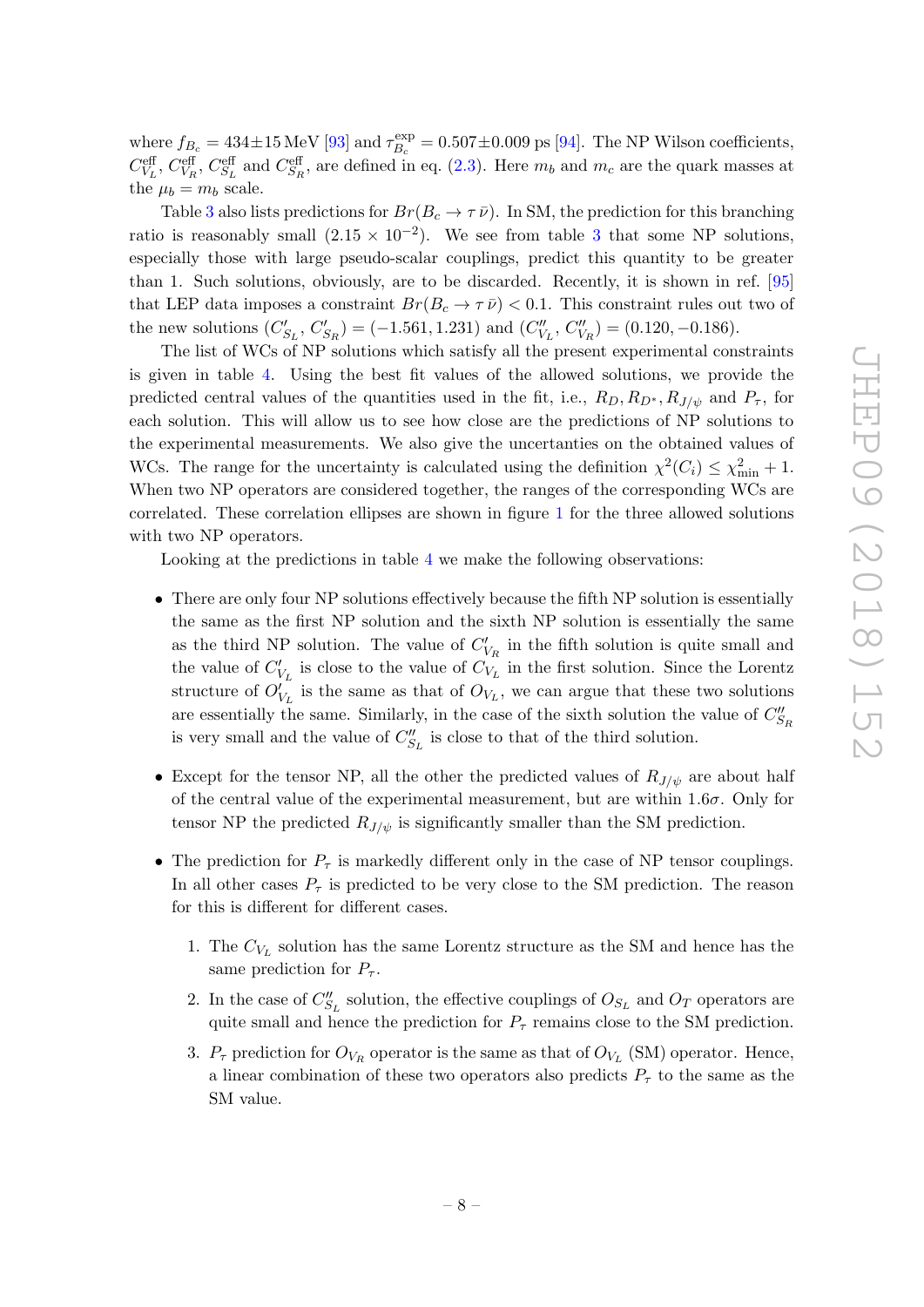where $f_{B_c} = 434 \pm 15$ MeV [93] and $\tau_{B_c}^{\rm exp} = 0.507 \pm 0.009$ ps [94]. The NP Wilson coefficients, $C_{V_L}^{\rm eff}$, $C_{V_R}^{\rm eff}$, $C_{S_L}^{\rm eff}$ and $C_{S_R}^{\rm eff}$, are defined in eq. (2.3). Here $m_b$ and $m_c$ are the quark masses at the $\mu_b = m_b$ scale.

Table 3 also lists predictions for $Br(B_c \to \tau\,\bar{\nu})$. In SM, the prediction for this branching ratio is reasonably small ($2.15 \times 10^{-2}$). We see from table 3 that some NP solutions, especially those with large pseudo-scalar couplings, predict this quantity to be greater than 1. Such solutions, obviously, are to be discarded. Recently, it is shown in ref. [95] that LEP data imposes a constraint $Br(B_c \to \tau\,\bar{\nu}) < 0.1$. This constraint rules out two of the new solutions $(C_{S_L}^{\prime}, C_{S_R}^{\prime}) = (-1.561, 1.231)$ and $(C_{V_L}^{\prime\prime}, C_{V_R}^{\prime\prime}) = (0.120, -0.186)$.

The list of WCs of NP solutions which satisfy all the present experimental constraints is given in table 4. Using the best fit values of the allowed solutions, we provide the predicted central values of the quantities used in the fit, i.e., $R_D, R_{D^*}, R_{J/\psi}$ and $P_\tau$, for each solution. This will allow us to see how close are the predictions of NP solutions to the experimental measurements. We also give the uncertainties on the obtained values of WCs. The range for the uncertainty is calculated using the definition $\chi^2(C_i) \leq \chi^2_{\rm min} + 1$. When two NP operators are considered together, the ranges of the corresponding WCs are correlated. These correlation ellipses are shown in figure 1 for the three allowed solutions with two NP operators.

Looking at the predictions in table 4 we make the following observations:

- There are only four NP solutions effectively because the fifth NP solution is essentially the same as the first NP solution and the sixth NP solution is essentially the same as the third NP solution. The value of $C_{V_R}^{\prime}$ in the fifth solution is quite small and the value of $C_{V_L}^{\prime}$ is close to the value of $C_{V_L}$ in the first solution. Since the Lorentz structure of $O_{V_L}^{\prime}$ is the same as that of $O_{V_L}$, we can argue that these two solutions are essentially the same. Similarly, in the case of the sixth solution the value of $C_{S_R}^{\prime\prime}$ is very small and the value of $C_{S_L}^{\prime\prime}$ is close to that of the third solution.

- Except for the tensor NP, all the other the predicted values of $R_{J/\psi}$ are about half of the central value of the experimental measurement, but are within $1.6\sigma$. Only for tensor NP the predicted $R_{J/\psi}$ is significantly smaller than the SM prediction.

- The prediction for $P_\tau$ is markedly different only in the case of NP tensor couplings. In all other cases $P_\tau$ is predicted to be very close to the SM prediction. The reason for this is different for different cases.

  1. The $C_{V_L}$ solution has the same Lorentz structure as the SM and hence has the same prediction for $P_\tau$.

  2. In the case of $C_{S_L}^{\prime\prime}$ solution, the effective couplings of $O_{S_L}$ and $O_T$ operators are quite small and hence the prediction for $P_\tau$ remains close to the SM prediction.

  3. $P_\tau$ prediction for $O_{V_R}$ operator is the same as that of $O_{V_L}$ (SM) operator. Hence, a linear combination of these two operators also predicts $P_\tau$ to the same as the SM value.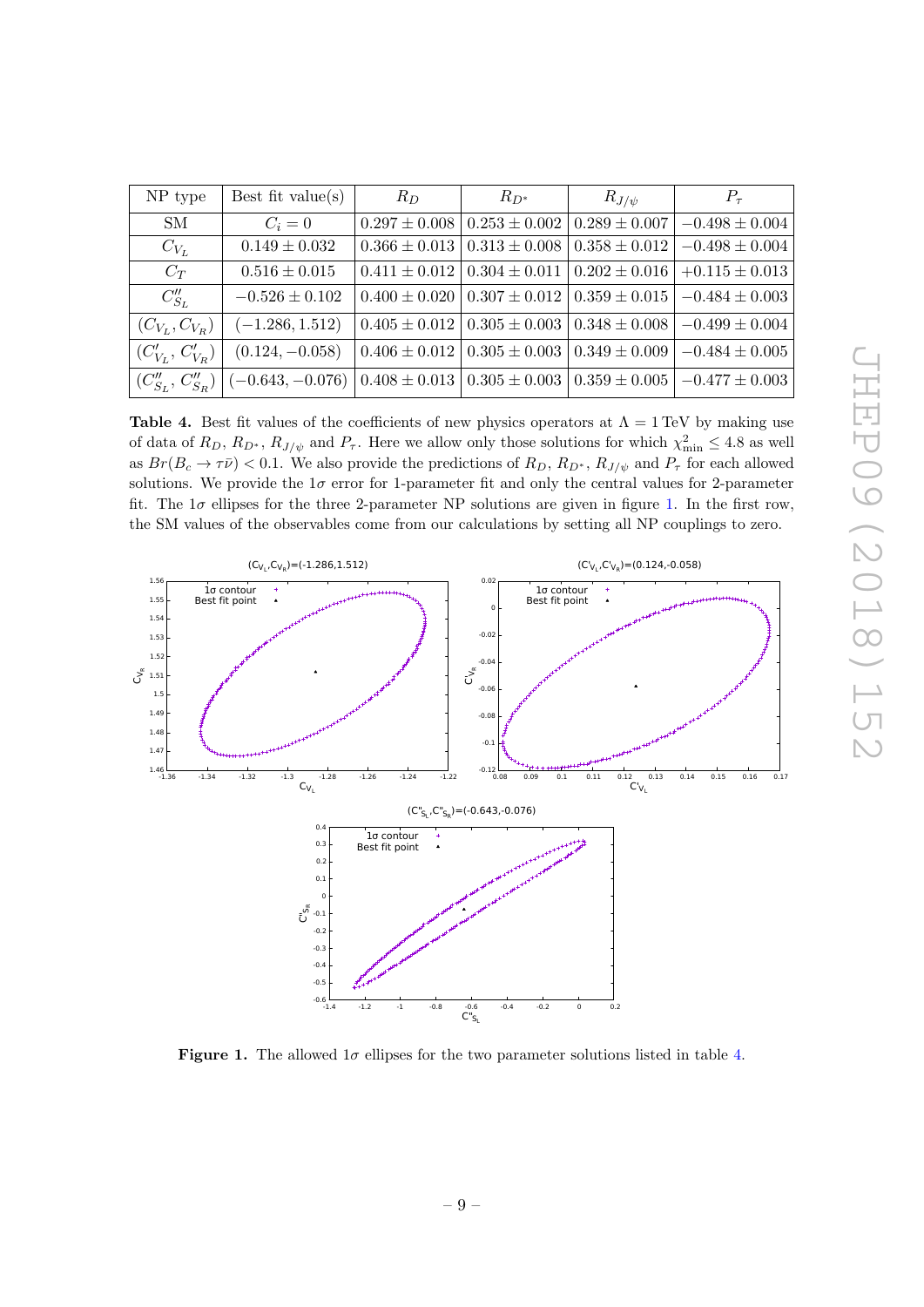| NP type | Best fit value(s) | $R_D$ | $R_{D^*}$ | $R_{J/\psi}$ | $P_\tau$ |
|---|---|---|---|---|---|
| SM | $C_i = 0$ | $0.297 \pm 0.008$ | $0.253 \pm 0.002$ | $0.289 \pm 0.007$ | $-0.498 \pm 0.004$ |
| $C_{V_L}$ | $0.149 \pm 0.032$ | $0.366 \pm 0.013$ | $0.313 \pm 0.008$ | $0.358 \pm 0.012$ | $-0.498 \pm 0.004$ |
| $C_T$ | $0.516 \pm 0.015$ | $0.411 \pm 0.012$ | $0.304 \pm 0.011$ | $0.202 \pm 0.016$ | $+0.115 \pm 0.013$ |
| $C''_{S_L}$ | $-0.526 \pm 0.102$ | $0.400 \pm 0.020$ | $0.307 \pm 0.012$ | $0.359 \pm 0.015$ | $-0.484 \pm 0.003$ |
| $(C_{V_L}, C_{V_R})$ | $(-1.286, 1.512)$ | $0.405 \pm 0.012$ | $0.305 \pm 0.003$ | $0.348 \pm 0.008$ | $-0.499 \pm 0.004$ |
| $(C'_{V_L}, C'_{V_R})$ | $(0.124, -0.058)$ | $0.406 \pm 0.012$ | $0.305 \pm 0.003$ | $0.349 \pm 0.009$ | $-0.484 \pm 0.005$ |
| $(C''_{S_L}, C''_{S_R})$ | $(-0.643, -0.076)$ | $0.408 \pm 0.013$ | $0.305 \pm 0.003$ | $0.359 \pm 0.005$ | $-0.477 \pm 0.003$ |

**Table 4.** Best fit values of the coefficients of new physics operators at $\Lambda = 1\,\text{TeV}$ by making use of data of $R_D$, $R_{D^*}$, $R_{J/\psi}$ and $P_\tau$. Here we allow only those solutions for which $\chi^2_{\text{min}} \leq 4.8$ as well as $Br(B_c \to \tau\bar{\nu}) < 0.1$. We also provide the predictions of $R_D$, $R_{D^*}$, $R_{J/\psi}$ and $P_\tau$ for each allowed solutions. We provide the $1\sigma$ error for 1-parameter fit and only the central values for 2-parameter fit. The $1\sigma$ ellipses for the three 2-parameter NP solutions are given in figure 1. In the first row, the SM values of the observables come from our calculations by setting all NP couplings to zero.

**Figure 1.** The allowed $1\sigma$ ellipses for the two parameter solutions listed in table 4.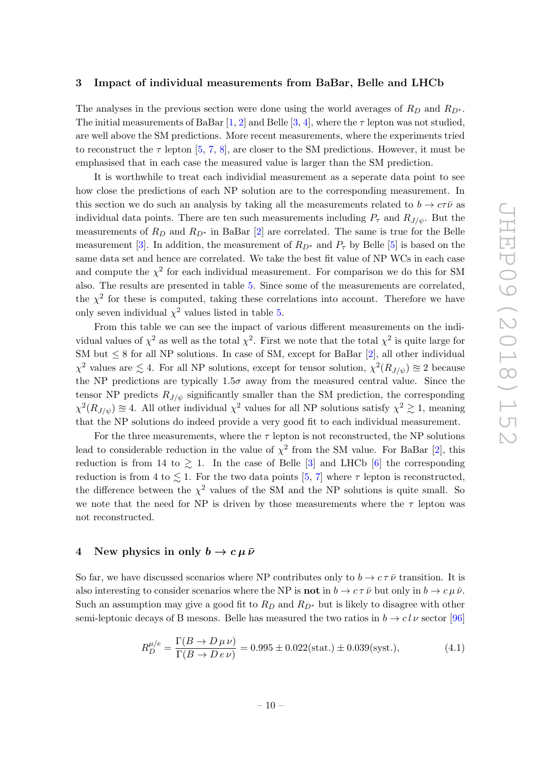## 3 Impact of individual measurements from BaBar, Belle and LHCb

The analyses in the previous section were done using the world averages of $R_D$ and $R_{D^*}$. The initial measurements of BaBar [1, 2] and Belle [3, 4], where the $\tau$ lepton was not studied, are well above the SM predictions. More recent measurements, where the experiments tried to reconstruct the $\tau$ lepton [5, 7, 8], are closer to the SM predictions. However, it must be emphasised that in each case the measured value is larger than the SM prediction.

It is worthwhile to treat each individial measurement as a seperate data point to see how close the predictions of each NP solution are to the corresponding measurement. In this section we do such an analysis by taking all the measurements related to $b \to c\tau\bar{\nu}$ as individual data points. There are ten such measurements including $P_\tau$ and $R_{J/\psi}$. But the measurements of $R_D$ and $R_{D^*}$ in BaBar [2] are correlated. The same is true for the Belle measurement [3]. In addition, the measurement of $R_{D^*}$ and $P_\tau$ by Belle [5] is based on the same data set and hence are correlated. We take the best fit value of NP WCs in each case and compute the $\chi^2$ for each individual measurement. For comparison we do this for SM also. The results are presented in table 5. Since some of the measurements are correlated, the $\chi^2$ for these is computed, taking these correlations into account. Therefore we have only seven individual $\chi^2$ values listed in table 5.

From this table we can see the impact of various different measurements on the individual values of $\chi^2$ as well as the total $\chi^2$. First we note that the total $\chi^2$ is quite large for SM but $\leq 8$ for all NP solutions. In case of SM, except for BaBar [2], all other individual $\chi^2$ values are $\lesssim 4$. For all NP solutions, except for tensor solution, $\chi^2(R_{J/\psi}) \approxeq 2$ because the NP predictions are typically $1.5\sigma$ away from the measured central value. Since the tensor NP predicts $R_{J/\psi}$ significantly smaller than the SM prediction, the corresponding $\chi^2(R_{J/\psi}) \approxeq 4$. All other individual $\chi^2$ values for all NP solutions satisfy $\chi^2 \gtrsim 1$, meaning that the NP solutions do indeed provide a very good fit to each individual measurement.

For the three measurements, where the $\tau$ lepton is not reconstructed, the NP solutions lead to considerable reduction in the value of $\chi^2$ from the SM value. For BaBar [2], this reduction is from 14 to $\gtrsim 1$. In the case of Belle [3] and LHCb [6] the corresponding reduction is from 4 to $\lesssim 1$. For the two data points [5, 7] where $\tau$ lepton is reconstructed, the difference between the $\chi^2$ values of the SM and the NP solutions is quite small. So we note that the need for NP is driven by those measurements where the $\tau$ lepton was not reconstructed.

## 4 New physics in only $b \to c\,\mu\,\bar{\nu}$

So far, we have discussed scenarios where NP contributes only to $b \to c\,\tau\,\bar{\nu}$ transition. It is also interesting to consider scenarios where the NP is **not** in $b \to c\,\tau\,\bar{\nu}$ but only in $b \to c\,\mu\,\bar{\nu}$. Such an assumption may give a good fit to $R_D$ and $R_{D^*}$ but is likely to disagree with other semi-leptonic decays of B mesons. Belle has measured the two ratios in $b \to c\,l\,\nu$ sector [96]

$$R_D^{\mu/e} = \frac{\Gamma(B \to D\,\mu\,\nu)}{\Gamma(B \to D\,e\,\nu)} = 0.995 \pm 0.022(\text{stat.}) \pm 0.039(\text{syst.}), \tag{4.1}$$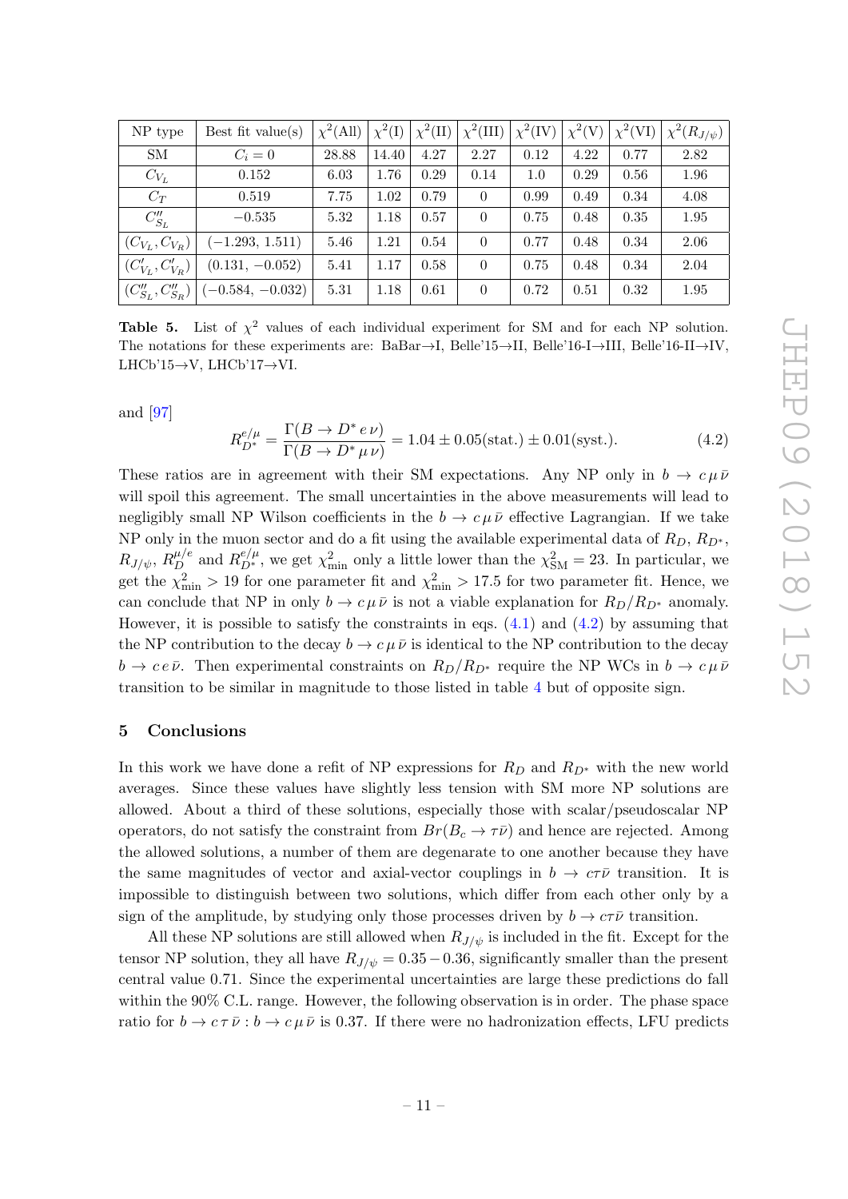| NP type | Best fit value(s) | $\chi^2$(All) | $\chi^2$(I) | $\chi^2$(II) | $\chi^2$(III) | $\chi^2$(IV) | $\chi^2$(V) | $\chi^2$(VI) | $\chi^2(R_{J/\psi})$ |
|---|---|---|---|---|---|---|---|---|---|
| SM | $C_i = 0$ | 28.88 | 14.40 | 4.27 | 2.27 | 0.12 | 4.22 | 0.77 | 2.82 |
| $C_{V_L}$ | 0.152 | 6.03 | 1.76 | 0.29 | 0.14 | 1.0 | 0.29 | 0.56 | 1.96 |
| $C_T$ | 0.519 | 7.75 | 1.02 | 0.79 | 0 | 0.99 | 0.49 | 0.34 | 4.08 |
| $C''_{S_L}$ | $-0.535$ | 5.32 | 1.18 | 0.57 | 0 | 0.75 | 0.48 | 0.35 | 1.95 |
| $(C_{V_L}, C_{V_R})$ | $(-1.293,\, 1.511)$ | 5.46 | 1.21 | 0.54 | 0 | 0.77 | 0.48 | 0.34 | 2.06 |
| $(C'_{V_L}, C'_{V_R})$ | $(0.131,\, -0.052)$ | 5.41 | 1.17 | 0.58 | 0 | 0.75 | 0.48 | 0.34 | 2.04 |
| $(C''_{S_L}, C''_{S_R})$ | $(-0.584,\, -0.032)$ | 5.31 | 1.18 | 0.61 | 0 | 0.72 | 0.51 | 0.32 | 1.95 |

**Table 5.** List of $\chi^2$ values of each individual experiment for SM and for each NP solution. The notations for these experiments are: BaBar→I, Belle'15→II, Belle'16-I→III, Belle'16-II→IV, LHCb'15→V, LHCb'17→VI.

and [97]

$$R_{D^*}^{e/\mu} = \frac{\Gamma(B \to D^*\, e\, \nu)}{\Gamma(B \to D^*\, \mu\, \nu)} = 1.04 \pm 0.05(\text{stat.}) \pm 0.01(\text{syst.}). \tag{4.2}$$

These ratios are in agreement with their SM expectations. Any NP only in $b \to c\, \mu\, \bar{\nu}$ will spoil this agreement. The small uncertainties in the above measurements will lead to negligibly small NP Wilson coefficients in the $b \to c\, \mu\, \bar{\nu}$ effective Lagrangian. If we take NP only in the muon sector and do a fit using the available experimental data of $R_D$, $R_{D^*}$, $R_{J/\psi}$, $R_D^{\mu/e}$ and $R_{D^*}^{e/\mu}$, we get $\chi^2_{\text{min}}$ only a little lower than the $\chi^2_{\text{SM}} = 23$. In particular, we get the $\chi^2_{\text{min}} > 19$ for one parameter fit and $\chi^2_{\text{min}} > 17.5$ for two parameter fit. Hence, we can conclude that NP in only $b \to c\, \mu\, \bar{\nu}$ is not a viable explanation for $R_D/R_{D^*}$ anomaly. However, it is possible to satisfy the constraints in eqs. (4.1) and (4.2) by assuming that the NP contribution to the decay $b \to c\, \mu\, \bar{\nu}$ is identical to the NP contribution to the decay $b \to c\, e\, \bar{\nu}$. Then experimental constraints on $R_D/R_{D^*}$ require the NP WCs in $b \to c\, \mu\, \bar{\nu}$ transition to be similar in magnitude to those listed in table 4 but of opposite sign.

## 5 Conclusions

In this work we have done a refit of NP expressions for $R_D$ and $R_{D^*}$ with the new world averages. Since these values have slightly less tension with SM more NP solutions are allowed. About a third of these solutions, especially those with scalar/pseudoscalar NP operators, do not satisfy the constraint from $Br(B_c \to \tau\bar{\nu})$ and hence are rejected. Among the allowed solutions, a number of them are degenarate to one another because they have the same magnitudes of vector and axial-vector couplings in $b \to c\tau\bar{\nu}$ transition. It is impossible to distinguish between two solutions, which differ from each other only by a sign of the amplitude, by studying only those processes driven by $b \to c\tau\bar{\nu}$ transition.

All these NP solutions are still allowed when $R_{J/\psi}$ is included in the fit. Except for the tensor NP solution, they all have $R_{J/\psi} = 0.35 - 0.36$, significantly smaller than the present central value 0.71. Since the experimental uncertainties are large these predictions do fall within the 90% C.L. range. However, the following observation is in order. The phase space ratio for $b \to c\, \tau\, \bar{\nu} : b \to c\, \mu\, \bar{\nu}$ is 0.37. If there were no hadronization effects, LFU predicts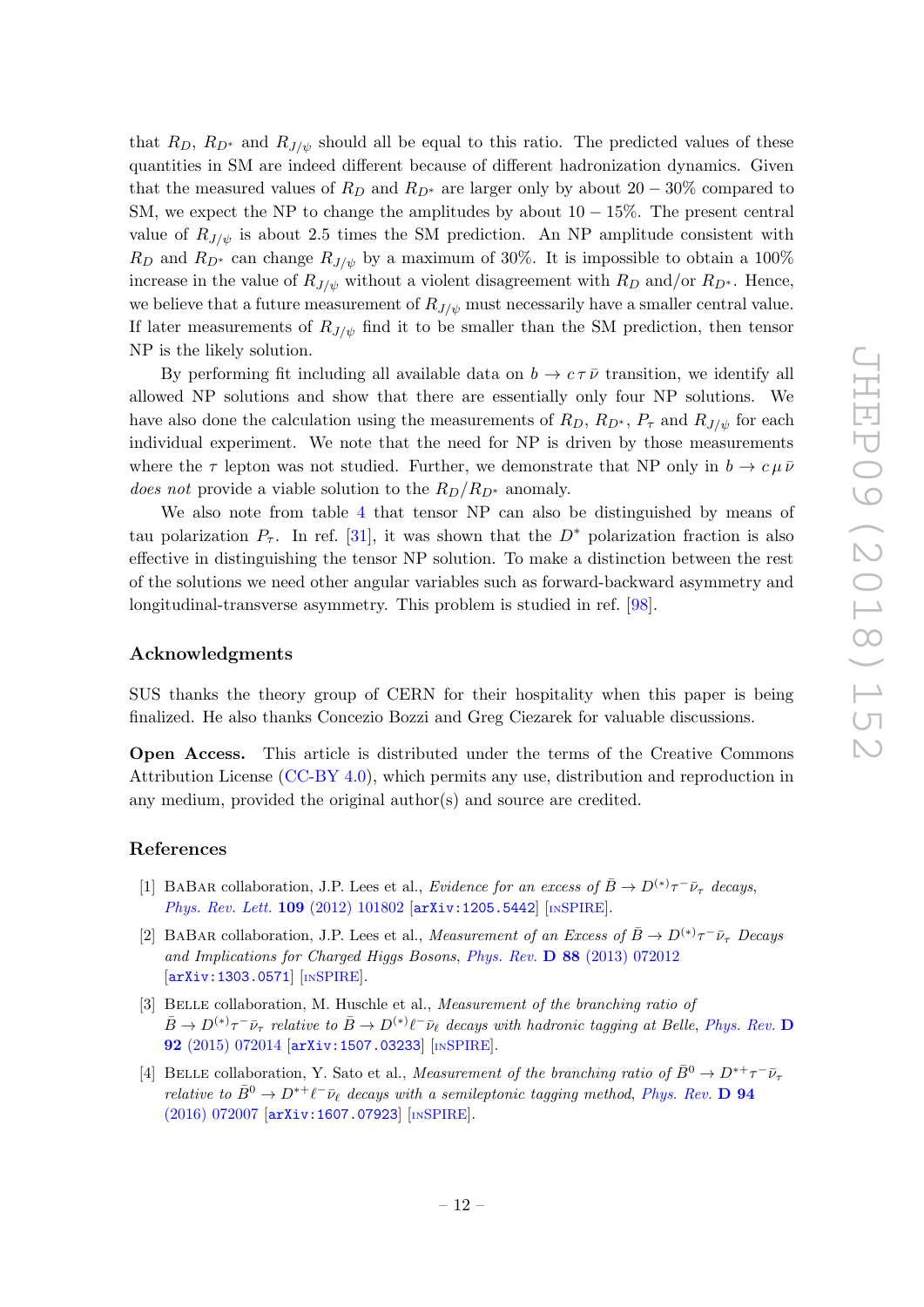that $R_D$, $R_{D^*}$ and $R_{J/\psi}$ should all be equal to this ratio. The predicted values of these quantities in SM are indeed different because of different hadronization dynamics. Given that the measured values of $R_D$ and $R_{D^*}$ are larger only by about $20-30\%$ compared to SM, we expect the NP to change the amplitudes by about $10-15\%$. The present central value of $R_{J/\psi}$ is about 2.5 times the SM prediction. An NP amplitude consistent with $R_D$ and $R_{D^*}$ can change $R_{J/\psi}$ by a maximum of 30%. It is impossible to obtain a 100% increase in the value of $R_{J/\psi}$ without a violent disagreement with $R_D$ and/or $R_{D^*}$. Hence, we believe that a future measurement of $R_{J/\psi}$ must necessarily have a smaller central value. If later measurements of $R_{J/\psi}$ find it to be smaller than the SM prediction, then tensor NP is the likely solution.

By performing fit including all available data on $b \to c\,\tau\,\bar{\nu}$ transition, we identify all allowed NP solutions and show that there are essentially only four NP solutions. We have also done the calculation using the measurements of $R_D$, $R_{D^*}$, $P_\tau$ and $R_{J/\psi}$ for each individual experiment. We note that the need for NP is driven by those measurements where the $\tau$ lepton was not studied. Further, we demonstrate that NP only in $b \to c\,\mu\,\bar{\nu}$ *does not* provide a viable solution to the $R_D/R_{D^*}$ anomaly.

We also note from table 4 that tensor NP can also be distinguished by means of tau polarization $P_\tau$. In ref. [31], it was shown that the $D^*$ polarization fraction is also effective in distinguishing the tensor NP solution. To make a distinction between the rest of the solutions we need other angular variables such as forward-backward asymmetry and longitudinal-transverse asymmetry. This problem is studied in ref. [98].

## Acknowledgments

SUS thanks the theory group of CERN for their hospitality when this paper is being finalized. He also thanks Concezio Bozzi and Greg Ciezarek for valuable discussions.

**Open Access.** This article is distributed under the terms of the Creative Commons Attribution License (CC-BY 4.0), which permits any use, distribution and reproduction in any medium, provided the original author(s) and source are credited.

## References

[1] BaBar collaboration, J.P. Lees et al., *Evidence for an excess of $\bar{B} \to D^{(*)}\tau^-\bar{\nu}_\tau$ decays*, *Phys. Rev. Lett.* **109** (2012) 101802 [arXiv:1205.5442] [INSPIRE].

[2] BaBar collaboration, J.P. Lees et al., *Measurement of an Excess of $\bar{B} \to D^{(*)}\tau^-\bar{\nu}_\tau$ Decays and Implications for Charged Higgs Bosons*, *Phys. Rev.* **D 88** (2013) 072012 [arXiv:1303.0571] [INSPIRE].

[3] Belle collaboration, M. Huschle et al., *Measurement of the branching ratio of $\bar{B} \to D^{(*)}\tau^-\bar{\nu}_\tau$ relative to $\bar{B} \to D^{(*)}\ell^-\bar{\nu}_\ell$ decays with hadronic tagging at Belle*, *Phys. Rev.* **D 92** (2015) 072014 [arXiv:1507.03233] [INSPIRE].

[4] Belle collaboration, Y. Sato et al., *Measurement of the branching ratio of $\bar{B}^0 \to D^{*+}\tau^-\bar{\nu}_\tau$ relative to $\bar{B}^0 \to D^{*+}\ell^-\bar{\nu}_\ell$ decays with a semileptonic tagging method*, *Phys. Rev.* **D 94** (2016) 072007 [arXiv:1607.07923] [INSPIRE].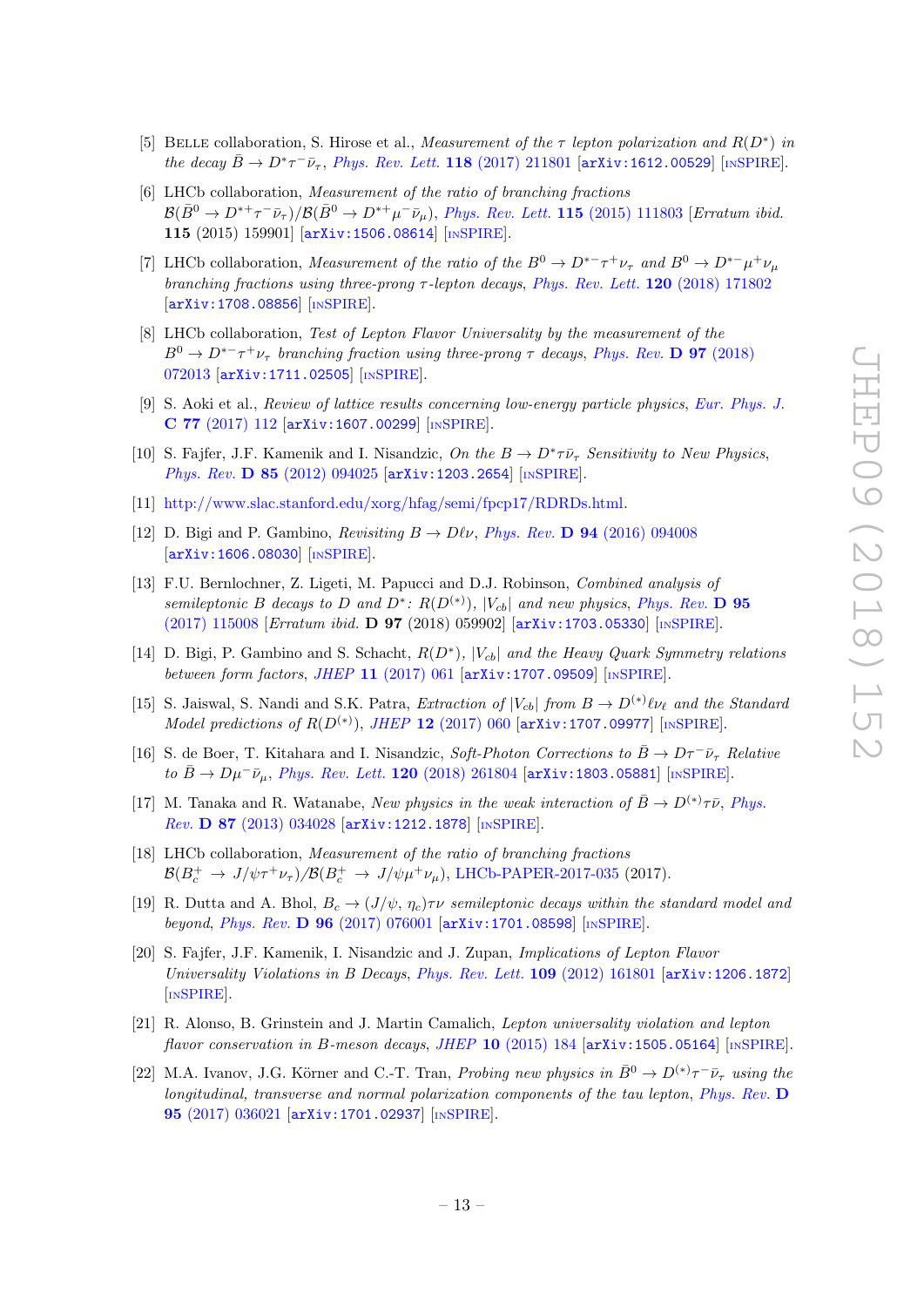[5] Belle collaboration, S. Hirose et al., *Measurement of the $\tau$ lepton polarization and $R(D^*)$ in the decay $\bar{B} \to D^* \tau^- \bar{\nu}_\tau$*, *Phys. Rev. Lett.* **118** (2017) 211801 [arXiv:1612.00529] [INSPIRE].

[6] LHCb collaboration, *Measurement of the ratio of branching fractions $\mathcal{B}(\bar{B}^0 \to D^{*+}\tau^-\bar{\nu}_\tau)/\mathcal{B}(\bar{B}^0 \to D^{*+}\mu^-\bar{\nu}_\mu)$*, *Phys. Rev. Lett.* **115** (2015) 111803 [*Erratum ibid.* **115** (2015) 159901] [arXiv:1506.08614] [INSPIRE].

[7] LHCb collaboration, *Measurement of the ratio of the $B^0 \to D^{*-}\tau^+\nu_\tau$ and $B^0 \to D^{*-}\mu^+\nu_\mu$ branching fractions using three-prong $\tau$-lepton decays*, *Phys. Rev. Lett.* **120** (2018) 171802 [arXiv:1708.08856] [INSPIRE].

[8] LHCb collaboration, *Test of Lepton Flavor Universality by the measurement of the $B^0 \to D^{*-}\tau^+\nu_\tau$ branching fraction using three-prong $\tau$ decays*, *Phys. Rev.* **D 97** (2018) 072013 [arXiv:1711.02505] [INSPIRE].

[9] S. Aoki et al., *Review of lattice results concerning low-energy particle physics*, *Eur. Phys. J.* **C 77** (2017) 112 [arXiv:1607.00299] [INSPIRE].

[10] S. Fajfer, J.F. Kamenik and I. Nisandzic, *On the $B \to D^*\tau\bar{\nu}_\tau$ Sensitivity to New Physics*, *Phys. Rev.* **D 85** (2012) 094025 [arXiv:1203.2654] [INSPIRE].

[11] http://www.slac.stanford.edu/xorg/hfag/semi/fpcp17/RDRDs.html.

[12] D. Bigi and P. Gambino, *Revisiting $B \to D\ell\nu$*, *Phys. Rev.* **D 94** (2016) 094008 [arXiv:1606.08030] [INSPIRE].

[13] F.U. Bernlochner, Z. Ligeti, M. Papucci and D.J. Robinson, *Combined analysis of semileptonic $B$ decays to $D$ and $D^*$: $R(D^{(*)})$, $|V_{cb}|$ and new physics*, *Phys. Rev.* **D 95** (2017) 115008 [*Erratum ibid.* **D 97** (2018) 059902] [arXiv:1703.05330] [INSPIRE].

[14] D. Bigi, P. Gambino and S. Schacht, *$R(D^*)$, $|V_{cb}|$ and the Heavy Quark Symmetry relations between form factors*, *JHEP* **11** (2017) 061 [arXiv:1707.09509] [INSPIRE].

[15] S. Jaiswal, S. Nandi and S.K. Patra, *Extraction of $|V_{cb}|$ from $B \to D^{(*)}\ell\nu_\ell$ and the Standard Model predictions of $R(D^{(*)})$*, *JHEP* **12** (2017) 060 [arXiv:1707.09977] [INSPIRE].

[16] S. de Boer, T. Kitahara and I. Nisandzic, *Soft-Photon Corrections to $\bar{B} \to D\tau^-\bar{\nu}_\tau$ Relative to $\bar{B} \to D\mu^-\bar{\nu}_\mu$*, *Phys. Rev. Lett.* **120** (2018) 261804 [arXiv:1803.05881] [INSPIRE].

[17] M. Tanaka and R. Watanabe, *New physics in the weak interaction of $\bar{B} \to D^{(*)}\tau\bar{\nu}$*, *Phys. Rev.* **D 87** (2013) 034028 [arXiv:1212.1878] [INSPIRE].

[18] LHCb collaboration, *Measurement of the ratio of branching fractions $\mathcal{B}(B_c^+ \to J/\psi\tau^+\nu_\tau)/\mathcal{B}(B_c^+ \to J/\psi\mu^+\nu_\mu)$*, LHCb-PAPER-2017-035 (2017).

[19] R. Dutta and A. Bhol, *$B_c \to (J/\psi, \eta_c)\tau\nu$ semileptonic decays within the standard model and beyond*, *Phys. Rev.* **D 96** (2017) 076001 [arXiv:1701.08598] [INSPIRE].

[20] S. Fajfer, J.F. Kamenik, I. Nisandzic and J. Zupan, *Implications of Lepton Flavor Universality Violations in B Decays*, *Phys. Rev. Lett.* **109** (2012) 161801 [arXiv:1206.1872] [INSPIRE].

[21] R. Alonso, B. Grinstein and J. Martin Camalich, *Lepton universality violation and lepton flavor conservation in B-meson decays*, *JHEP* **10** (2015) 184 [arXiv:1505.05164] [INSPIRE].

[22] M.A. Ivanov, J.G. Körner and C.-T. Tran, *Probing new physics in $\bar{B}^0 \to D^{(*)}\tau^-\bar{\nu}_\tau$ using the longitudinal, transverse and normal polarization components of the tau lepton*, *Phys. Rev.* **D 95** (2017) 036021 [arXiv:1701.02937] [INSPIRE].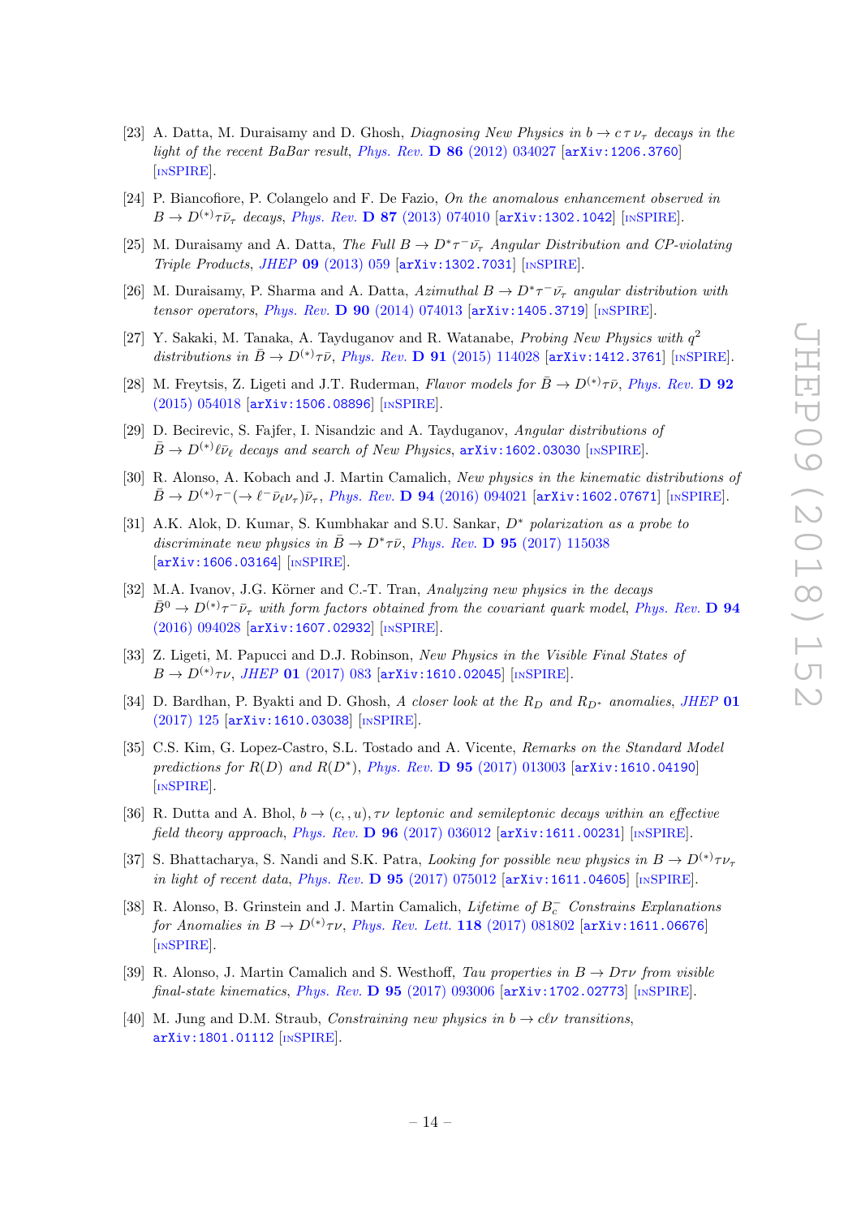[23] A. Datta, M. Duraisamy and D. Ghosh, *Diagnosing New Physics in $b \to c\,\tau\,\nu_\tau$ decays in the light of the recent BaBar result*, Phys. Rev. **D 86** (2012) 034027 [arXiv:1206.3760] [INSPIRE].

[24] P. Biancofiore, P. Colangelo and F. De Fazio, *On the anomalous enhancement observed in $B \to D^{(*)}\tau\bar{\nu}_\tau$ decays*, Phys. Rev. **D 87** (2013) 074010 [arXiv:1302.1042] [INSPIRE].

[25] M. Duraisamy and A. Datta, *The Full $B \to D^*\tau^-\bar{\nu}_\tau$ Angular Distribution and CP-violating Triple Products*, JHEP **09** (2013) 059 [arXiv:1302.7031] [INSPIRE].

[26] M. Duraisamy, P. Sharma and A. Datta, *Azimuthal $B \to D^*\tau^-\bar{\nu}_\tau$ angular distribution with tensor operators*, Phys. Rev. **D 90** (2014) 074013 [arXiv:1405.3719] [INSPIRE].

[27] Y. Sakaki, M. Tanaka, A. Tayduganov and R. Watanabe, *Probing New Physics with $q^2$ distributions in $\bar{B} \to D^{(*)}\tau\bar{\nu}$*, Phys. Rev. **D 91** (2015) 114028 [arXiv:1412.3761] [INSPIRE].

[28] M. Freytsis, Z. Ligeti and J.T. Ruderman, *Flavor models for $\bar{B} \to D^{(*)}\tau\bar{\nu}$*, Phys. Rev. **D 92** (2015) 054018 [arXiv:1506.08896] [INSPIRE].

[29] D. Becirevic, S. Fajfer, I. Nisandzic and A. Tayduganov, *Angular distributions of $\bar{B} \to D^{(*)}\ell\bar{\nu}_\ell$ decays and search of New Physics*, arXiv:1602.03030 [INSPIRE].

[30] R. Alonso, A. Kobach and J. Martin Camalich, *New physics in the kinematic distributions of $\bar{B} \to D^{(*)}\tau^-(\to \ell^-\bar{\nu}_\ell\nu_\tau)\bar{\nu}_\tau$*, Phys. Rev. **D 94** (2016) 094021 [arXiv:1602.07671] [INSPIRE].

[31] A.K. Alok, D. Kumar, S. Kumbhakar and S.U. Sankar, *$D^*$ polarization as a probe to discriminate new physics in $\bar{B} \to D^*\tau\bar{\nu}$*, Phys. Rev. **D 95** (2017) 115038 [arXiv:1606.03164] [INSPIRE].

[32] M.A. Ivanov, J.G. Körner and C.-T. Tran, *Analyzing new physics in the decays $\bar{B}^0 \to D^{(*)}\tau^-\bar{\nu}_\tau$ with form factors obtained from the covariant quark model*, Phys. Rev. **D 94** (2016) 094028 [arXiv:1607.02932] [INSPIRE].

[33] Z. Ligeti, M. Papucci and D.J. Robinson, *New Physics in the Visible Final States of $B \to D^{(*)}\tau\nu$*, JHEP **01** (2017) 083 [arXiv:1610.02045] [INSPIRE].

[34] D. Bardhan, P. Byakti and D. Ghosh, *A closer look at the $R_D$ and $R_{D^*}$ anomalies*, JHEP **01** (2017) 125 [arXiv:1610.03038] [INSPIRE].

[35] C.S. Kim, G. Lopez-Castro, S.L. Tostado and A. Vicente, *Remarks on the Standard Model predictions for $R(D)$ and $R(D^*)$*, Phys. Rev. **D 95** (2017) 013003 [arXiv:1610.04190] [INSPIRE].

[36] R. Dutta and A. Bhol, *$b \to (c,,u), \tau\nu$ leptonic and semileptonic decays within an effective field theory approach*, Phys. Rev. **D 96** (2017) 036012 [arXiv:1611.00231] [INSPIRE].

[37] S. Bhattacharya, S. Nandi and S.K. Patra, *Looking for possible new physics in $B \to D^{(*)}\tau\nu_\tau$ in light of recent data*, Phys. Rev. **D 95** (2017) 075012 [arXiv:1611.04605] [INSPIRE].

[38] R. Alonso, B. Grinstein and J. Martin Camalich, *Lifetime of $B_c^-$ Constrains Explanations for Anomalies in $B \to D^{(*)}\tau\nu$*, Phys. Rev. Lett. **118** (2017) 081802 [arXiv:1611.06676] [INSPIRE].

[39] R. Alonso, J. Martin Camalich and S. Westhoff, *Tau properties in $B \to D\tau\nu$ from visible final-state kinematics*, Phys. Rev. **D 95** (2017) 093006 [arXiv:1702.02773] [INSPIRE].

[40] M. Jung and D.M. Straub, *Constraining new physics in $b \to c\ell\nu$ transitions*, arXiv:1801.01112 [INSPIRE].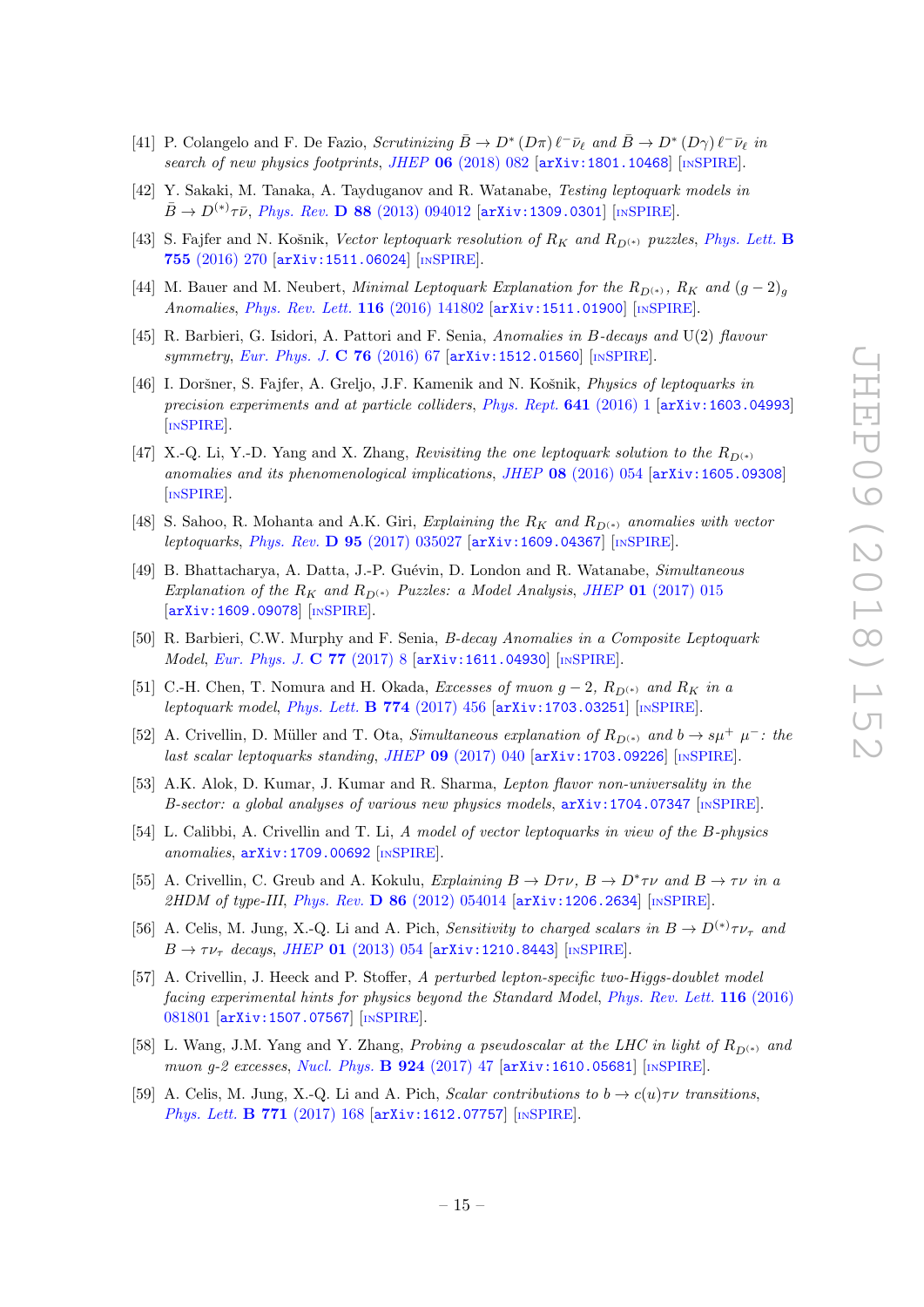[41] P. Colangelo and F. De Fazio, *Scrutinizing $\bar{B} \to D^* (D\pi) \ell^- \bar{\nu}_\ell$ and $\bar{B} \to D^* (D\gamma) \ell^- \bar{\nu}_\ell$ in search of new physics footprints*, JHEP **06** (2018) 082 [arXiv:1801.10468] [INSPIRE].

[42] Y. Sakaki, M. Tanaka, A. Tayduganov and R. Watanabe, *Testing leptoquark models in $\bar{B} \to D^{(*)} \tau \bar{\nu}$*, Phys. Rev. **D 88** (2013) 094012 [arXiv:1309.0301] [INSPIRE].

[43] S. Fajfer and N. Košnik, *Vector leptoquark resolution of $R_K$ and $R_{D^{(*)}}$ puzzles*, Phys. Lett. **B 755** (2016) 270 [arXiv:1511.06024] [INSPIRE].

[44] M. Bauer and M. Neubert, *Minimal Leptoquark Explanation for the $R_{D^{(*)}}$, $R_K$ and $(g-2)_g$ Anomalies*, Phys. Rev. Lett. **116** (2016) 141802 [arXiv:1511.01900] [INSPIRE].

[45] R. Barbieri, G. Isidori, A. Pattori and F. Senia, *Anomalies in B-decays and U(2) flavour symmetry*, Eur. Phys. J. **C 76** (2016) 67 [arXiv:1512.01560] [INSPIRE].

[46] I. Doršner, S. Fajfer, A. Greljo, J.F. Kamenik and N. Košnik, *Physics of leptoquarks in precision experiments and at particle colliders*, Phys. Rept. **641** (2016) 1 [arXiv:1603.04993] [INSPIRE].

[47] X.-Q. Li, Y.-D. Yang and X. Zhang, *Revisiting the one leptoquark solution to the $R_{D^{(*)}}$ anomalies and its phenomenological implications*, JHEP **08** (2016) 054 [arXiv:1605.09308] [INSPIRE].

[48] S. Sahoo, R. Mohanta and A.K. Giri, *Explaining the $R_K$ and $R_{D^{(*)}}$ anomalies with vector leptoquarks*, Phys. Rev. **D 95** (2017) 035027 [arXiv:1609.04367] [INSPIRE].

[49] B. Bhattacharya, A. Datta, J.-P. Guévin, D. London and R. Watanabe, *Simultaneous Explanation of the $R_K$ and $R_{D^{(*)}}$ Puzzles: a Model Analysis*, JHEP **01** (2017) 015 [arXiv:1609.09078] [INSPIRE].

[50] R. Barbieri, C.W. Murphy and F. Senia, *B-decay Anomalies in a Composite Leptoquark Model*, Eur. Phys. J. **C 77** (2017) 8 [arXiv:1611.04930] [INSPIRE].

[51] C.-H. Chen, T. Nomura and H. Okada, *Excesses of muon $g-2$, $R_{D^{(*)}}$ and $R_K$ in a leptoquark model*, Phys. Lett. **B 774** (2017) 456 [arXiv:1703.03251] [INSPIRE].

[52] A. Crivellin, D. Müller and T. Ota, *Simultaneous explanation of $R_{D^{(*)}}$ and $b \to s\mu^+ \mu^-$: the last scalar leptoquarks standing*, JHEP **09** (2017) 040 [arXiv:1703.09226] [INSPIRE].

[53] A.K. Alok, D. Kumar, J. Kumar and R. Sharma, *Lepton flavor non-universality in the B-sector: a global analyses of various new physics models*, arXiv:1704.07347 [INSPIRE].

[54] L. Calibbi, A. Crivellin and T. Li, *A model of vector leptoquarks in view of the B-physics anomalies*, arXiv:1709.00692 [INSPIRE].

[55] A. Crivellin, C. Greub and A. Kokulu, *Explaining $B \to D\tau\nu$, $B \to D^*\tau\nu$ and $B \to \tau\nu$ in a 2HDM of type-III*, Phys. Rev. **D 86** (2012) 054014 [arXiv:1206.2634] [INSPIRE].

[56] A. Celis, M. Jung, X.-Q. Li and A. Pich, *Sensitivity to charged scalars in $B \to D^{(*)} \tau \nu_\tau$ and $B \to \tau \nu_\tau$ decays*, JHEP **01** (2013) 054 [arXiv:1210.8443] [INSPIRE].

[57] A. Crivellin, J. Heeck and P. Stoffer, *A perturbed lepton-specific two-Higgs-doublet model facing experimental hints for physics beyond the Standard Model*, Phys. Rev. Lett. **116** (2016) 081801 [arXiv:1507.07567] [INSPIRE].

[58] L. Wang, J.M. Yang and Y. Zhang, *Probing a pseudoscalar at the LHC in light of $R_{D^{(*)}}$ and muon g-2 excesses*, Nucl. Phys. **B 924** (2017) 47 [arXiv:1610.05681] [INSPIRE].

[59] A. Celis, M. Jung, X.-Q. Li and A. Pich, *Scalar contributions to $b \to c(u)\tau\nu$ transitions*, Phys. Lett. **B 771** (2017) 168 [arXiv:1612.07757] [INSPIRE].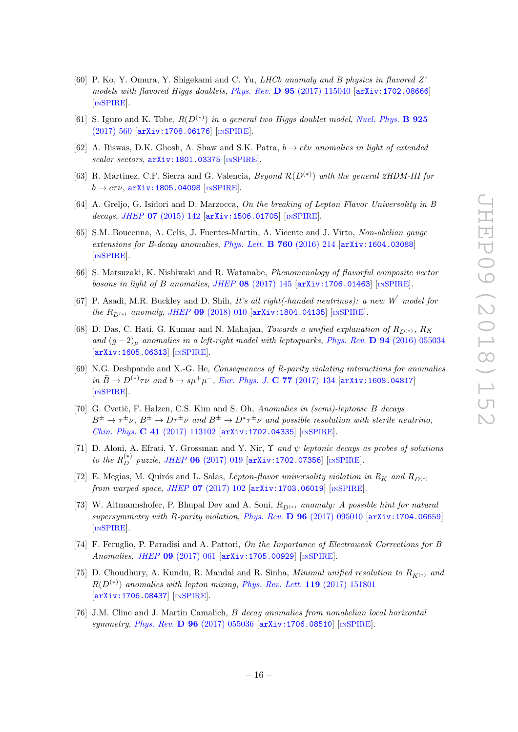- [60] P. Ko, Y. Omura, Y. Shigekami and C. Yu, *LHCb anomaly and B physics in flavored Z' models with flavored Higgs doublets*, *Phys. Rev.* **D 95** (2017) 115040 [arXiv:1702.08666] [INSPIRE].
- [61] S. Iguro and K. Tobe, *$R(D^{(*)})$ in a general two Higgs doublet model*, *Nucl. Phys.* **B 925** (2017) 560 [arXiv:1708.06176] [INSPIRE].
- [62] A. Biswas, D.K. Ghosh, A. Shaw and S.K. Patra, *$b \to c\ell\nu$ anomalies in light of extended scalar sectors*, arXiv:1801.03375 [INSPIRE].
- [63] R. Martinez, C.F. Sierra and G. Valencia, *Beyond $\mathcal{R}(D^{(*)})$ with the general 2HDM-III for $b \to c\tau\nu$*, arXiv:1805.04098 [INSPIRE].
- [64] A. Greljo, G. Isidori and D. Marzocca, *On the breaking of Lepton Flavor Universality in B decays*, *JHEP* **07** (2015) 142 [arXiv:1506.01705] [INSPIRE].
- [65] S.M. Boucenna, A. Celis, J. Fuentes-Martin, A. Vicente and J. Virto, *Non-abelian gauge extensions for B-decay anomalies*, *Phys. Lett.* **B 760** (2016) 214 [arXiv:1604.03088] [INSPIRE].
- [66] S. Matsuzaki, K. Nishiwaki and R. Watanabe, *Phenomenology of flavorful composite vector bosons in light of B anomalies*, *JHEP* **08** (2017) 145 [arXiv:1706.01463] [INSPIRE].
- [67] P. Asadi, M.R. Buckley and D. Shih, *It's all right(-handed neutrinos): a new $W'$ model for the $R_{D^{(*)}}$ anomaly*, *JHEP* **09** (2018) 010 [arXiv:1804.04135] [INSPIRE].
- [68] D. Das, C. Hati, G. Kumar and N. Mahajan, *Towards a unified explanation of $R_{D^{(*)}}$, $R_K$ and $(g-2)_\mu$ anomalies in a left-right model with leptoquarks*, *Phys. Rev.* **D 94** (2016) 055034 [arXiv:1605.06313] [INSPIRE].
- [69] N.G. Deshpande and X.-G. He, *Consequences of R-parity violating interactions for anomalies in $\bar{B} \to D^{(*)}\tau\bar{\nu}$ and $b \to s\mu^+\mu^-$*, *Eur. Phys. J.* **C 77** (2017) 134 [arXiv:1608.04817] [INSPIRE].
- [70] G. Cvetič, F. Halzen, C.S. Kim and S. Oh, *Anomalies in (semi)-leptonic B decays $B^\pm \to \tau^\pm\nu$, $B^\pm \to D\tau^\pm\nu$ and $B^\pm \to D^*\tau^\pm\nu$ and possible resolution with sterile neutrino*, *Chin. Phys.* **C 41** (2017) 113102 [arXiv:1702.04335] [INSPIRE].
- [71] D. Aloni, A. Efrati, Y. Grossman and Y. Nir, *$\Upsilon$ and $\psi$ leptonic decays as probes of solutions to the $R_D^{(*)}$ puzzle*, *JHEP* **06** (2017) 019 [arXiv:1702.07356] [INSPIRE].
- [72] E. Megias, M. Quirós and L. Salas, *Lepton-flavor universality violation in $R_K$ and $R_{D^{(*)}}$ from warped space*, *JHEP* **07** (2017) 102 [arXiv:1703.06019] [INSPIRE].
- [73] W. Altmannshofer, P. Bhupal Dev and A. Soni, *$R_{D^{(*)}}$ anomaly: A possible hint for natural supersymmetry with R-parity violation*, *Phys. Rev.* **D 96** (2017) 095010 [arXiv:1704.06659] [INSPIRE].
- [74] F. Feruglio, P. Paradisi and A. Pattori, *On the Importance of Electroweak Corrections for B Anomalies*, *JHEP* **09** (2017) 061 [arXiv:1705.00929] [INSPIRE].
- [75] D. Choudhury, A. Kundu, R. Mandal and R. Sinha, *Minimal unified resolution to $R_{K^{(*)}}$ and $R(D^{(*)})$ anomalies with lepton mixing*, *Phys. Rev. Lett.* **119** (2017) 151801 [arXiv:1706.08437] [INSPIRE].
- [76] J.M. Cline and J. Martin Camalich, *B decay anomalies from nonabelian local horizontal symmetry*, *Phys. Rev.* **D 96** (2017) 055036 [arXiv:1706.08510] [INSPIRE].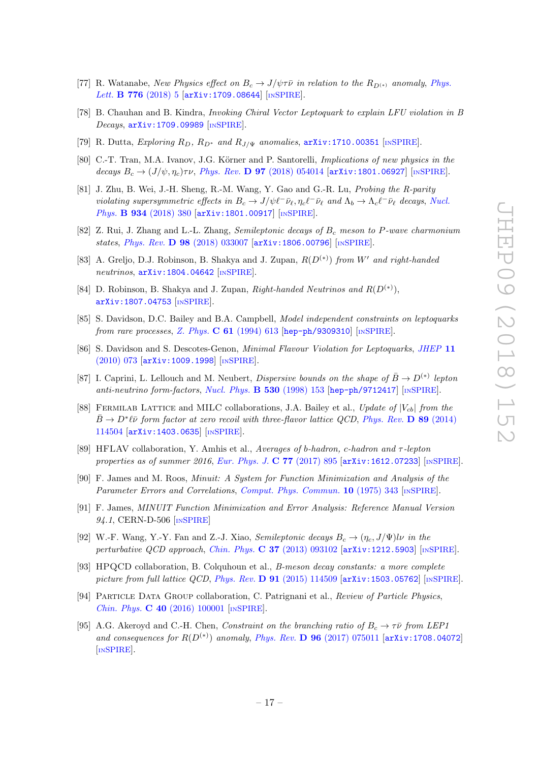[77] R. Watanabe, *New Physics effect on $B_c \to J/\psi\tau\bar{\nu}$ in relation to the $R_{D^{(*)}}$ anomaly*, Phys. Lett. **B 776** (2018) 5 [arXiv:1709.08644] [INSPIRE].

[78] B. Chauhan and B. Kindra, *Invoking Chiral Vector Leptoquark to explain LFU violation in B Decays*, arXiv:1709.09989 [INSPIRE].

[79] R. Dutta, *Exploring $R_D$, $R_{D^*}$ and $R_{J/\Psi}$ anomalies*, arXiv:1710.00351 [INSPIRE].

[80] C.-T. Tran, M.A. Ivanov, J.G. Körner and P. Santorelli, *Implications of new physics in the decays $B_c \to (J/\psi, \eta_c)\tau\nu$*, Phys. Rev. **D 97** (2018) 054014 [arXiv:1801.06927] [INSPIRE].

[81] J. Zhu, B. Wei, J.-H. Sheng, R.-M. Wang, Y. Gao and G.-R. Lu, *Probing the R-parity violating supersymmetric effects in $B_c \to J/\psi\ell^-\bar{\nu}_\ell, \eta_c\ell^-\bar{\nu}_\ell$ and $\Lambda_b \to \Lambda_c\ell^-\bar{\nu}_\ell$ decays*, Nucl. Phys. **B 934** (2018) 380 [arXiv:1801.00917] [INSPIRE].

[82] Z. Rui, J. Zhang and L.-L. Zhang, *Semileptonic decays of $B_c$ meson to P-wave charmonium states*, Phys. Rev. **D 98** (2018) 033007 [arXiv:1806.00796] [INSPIRE].

[83] A. Greljo, D.J. Robinson, B. Shakya and J. Zupan, *$R(D^{(*)})$ from $W'$ and right-handed neutrinos*, arXiv:1804.04642 [INSPIRE].

[84] D. Robinson, B. Shakya and J. Zupan, *Right-handed Neutrinos and $R(D^{(*)})$*, arXiv:1807.04753 [INSPIRE].

[85] S. Davidson, D.C. Bailey and B.A. Campbell, *Model independent constraints on leptoquarks from rare processes*, Z. Phys. **C 61** (1994) 613 [hep-ph/9309310] [INSPIRE].

[86] S. Davidson and S. Descotes-Genon, *Minimal Flavour Violation for Leptoquarks*, JHEP **11** (2010) 073 [arXiv:1009.1998] [INSPIRE].

[87] I. Caprini, L. Lellouch and M. Neubert, *Dispersive bounds on the shape of $\bar{B} \to D^{(*)}$ lepton anti-neutrino form-factors*, Nucl. Phys. **B 530** (1998) 153 [hep-ph/9712417] [INSPIRE].

[88] Fermilab Lattice and MILC collaborations, J.A. Bailey et al., *Update of $|V_{cb}|$ from the $\bar{B} \to D^*\ell\bar{\nu}$ form factor at zero recoil with three-flavor lattice QCD*, Phys. Rev. **D 89** (2014) 114504 [arXiv:1403.0635] [INSPIRE].

[89] HFLAV collaboration, Y. Amhis et al., *Averages of b-hadron, c-hadron and $\tau$-lepton properties as of summer 2016*, Eur. Phys. J. **C 77** (2017) 895 [arXiv:1612.07233] [INSPIRE].

[90] F. James and M. Roos, *Minuit: A System for Function Minimization and Analysis of the Parameter Errors and Correlations*, Comput. Phys. Commun. **10** (1975) 343 [INSPIRE].

[91] F. James, *MINUIT Function Minimization and Error Analysis: Reference Manual Version 94.1*, CERN-D-506 [INSPIRE]

[92] W.-F. Wang, Y.-Y. Fan and Z.-J. Xiao, *Semileptonic decays $B_c \to (\eta_c, J/\Psi)l\nu$ in the perturbative QCD approach*, Chin. Phys. **C 37** (2013) 093102 [arXiv:1212.5903] [INSPIRE].

[93] HPQCD collaboration, B. Colquhoun et al., *B-meson decay constants: a more complete picture from full lattice QCD*, Phys. Rev. **D 91** (2015) 114509 [arXiv:1503.05762] [INSPIRE].

[94] Particle Data Group collaboration, C. Patrignani et al., *Review of Particle Physics*, Chin. Phys. **C 40** (2016) 100001 [INSPIRE].

[95] A.G. Akeroyd and C.-H. Chen, *Constraint on the branching ratio of $B_c \to \tau\bar{\nu}$ from LEP1 and consequences for $R(D^{(*)})$ anomaly*, Phys. Rev. **D 96** (2017) 075011 [arXiv:1708.04072] [INSPIRE].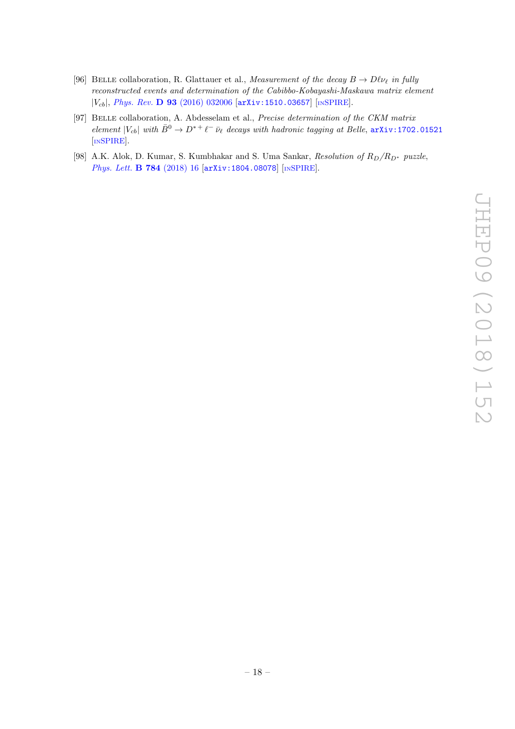[96] Belle collaboration, R. Glattauer et al., *Measurement of the decay $B \to D\ell\nu_\ell$ in fully reconstructed events and determination of the Cabibbo-Kobayashi-Maskawa matrix element $|V_{cb}|$*, *Phys. Rev.* **D 93** (2016) 032006 [arXiv:1510.03657] [INSPIRE].

[97] Belle collaboration, A. Abdesselam et al., *Precise determination of the CKM matrix element $|V_{cb}|$ with $\bar{B}^0 \to D^{*+}\ell^-\bar{\nu}_\ell$ decays with hadronic tagging at Belle*, arXiv:1702.01521 [INSPIRE].

[98] A.K. Alok, D. Kumar, S. Kumbhakar and S. Uma Sankar, *Resolution of $R_D/R_{D^*}$ puzzle*, *Phys. Lett.* **B 784** (2018) 16 [arXiv:1804.08078] [INSPIRE].